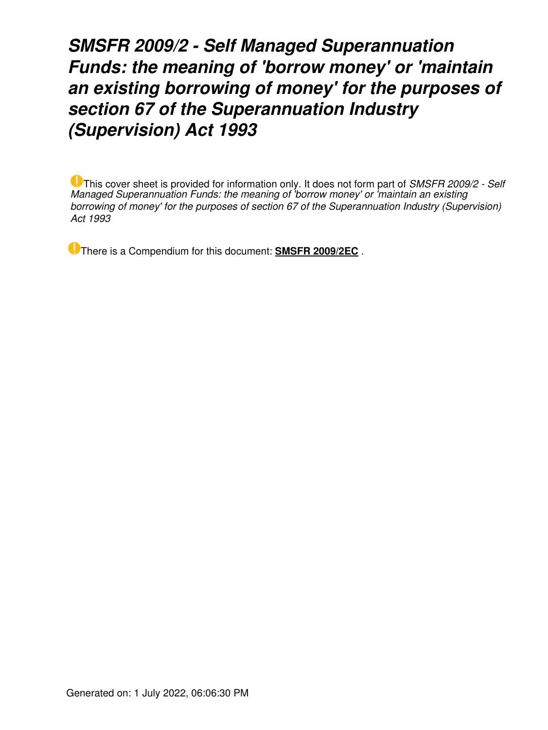# *SMSFR 2009/2 - Self Managed Superannuation Funds: the meaning of 'borrow money' or 'maintain an existing borrowing of money' for the purposes of section 67 of the Superannuation Industry (Supervision) Act 1993*

This cover sheet is provided for information only. It does not form part of *SMSFR 2009/2 - Self Managed Superannuation Funds: the meaning of 'borrow money' or 'maintain an existing borrowing of money' for the purposes of section 67 of the Superannuation Industry (Supervision) Act 1993*

There is a Compendium for this document: **SMSFR 2009/2EC** .

Generated on: 1 July 2022, 06:06:30 PM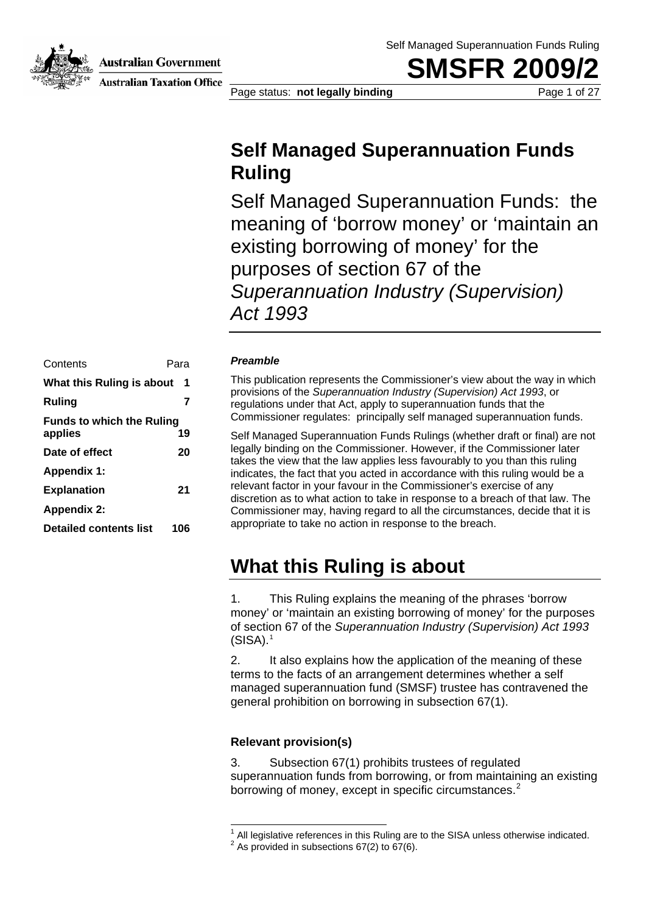Self Managed Superannuation Funds Ruling

# SMSFR 2009/2

# Self Managed Superannuation Funds Ruling

Self Managed Superannuation Funds: the meaning of 'borrow money' or 'maintain an existing borrowing of money' for the purposes of section 67 of the *Superannuation Industry (Supervision) Act 1993*

| Contents | Para |
|---|---|
| **What this Ruling is about** | **1** |
| **Ruling** | **7** |
| **Funds to which the Ruling applies** | **19** |
| **Date of effect** | **20** |
| **Appendix 1:** | |
| **Explanation** | **21** |
| **Appendix 2:** | |
| **Detailed contents list** | **106** |

***Preamble***

This publication represents the Commissioner's view about the way in which provisions of the *Superannuation Industry (Supervision) Act 1993*, or regulations under that Act, apply to superannuation funds that the Commissioner regulates: principally self managed superannuation funds.

Self Managed Superannuation Funds Rulings (whether draft or final) are not legally binding on the Commissioner. However, if the Commissioner later takes the view that the law applies less favourably to you than this ruling indicates, the fact that you acted in accordance with this ruling would be a relevant factor in your favour in the Commissioner's exercise of any discretion as to what action to take in response to a breach of that law. The Commissioner may, having regard to all the circumstances, decide that it is appropriate to take no action in response to the breach.

# What this Ruling is about

1. This Ruling explains the meaning of the phrases 'borrow money' or 'maintain an existing borrowing of money' for the purposes of section 67 of the *Superannuation Industry (Supervision) Act 1993* (SISA).[1]

2. It also explains how the application of the meaning of these terms to the facts of an arrangement determines whether a self managed superannuation fund (SMSF) trustee has contravened the general prohibition on borrowing in subsection 67(1).

### Relevant provision(s)

3. Subsection 67(1) prohibits trustees of regulated superannuation funds from borrowing, or from maintaining an existing borrowing of money, except in specific circumstances.[2]

[1] All legislative references in this Ruling are to the SISA unless otherwise indicated.

[2] As provided in subsections 67(2) to 67(6).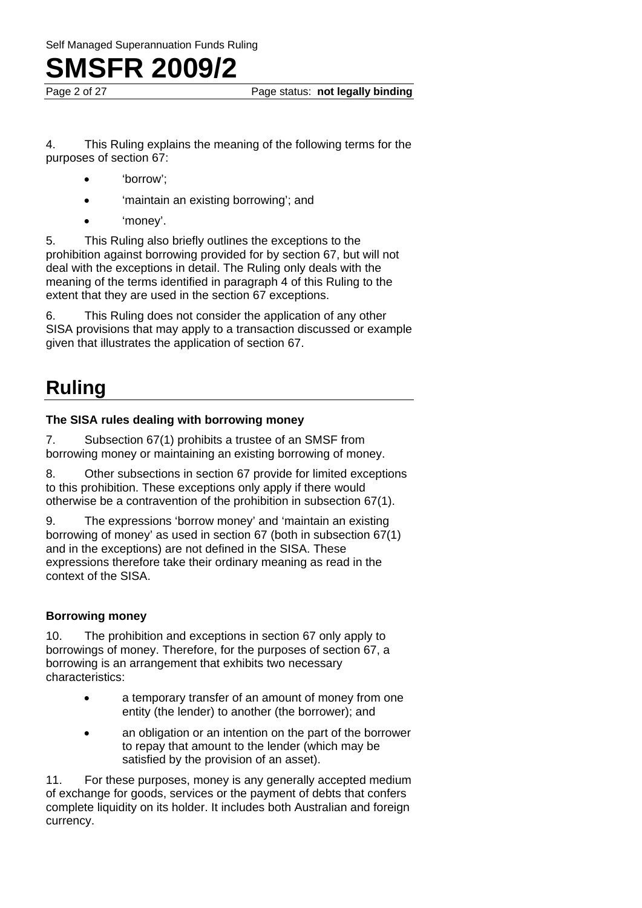4. This Ruling explains the meaning of the following terms for the purposes of section 67:

- 'borrow';
- 'maintain an existing borrowing'; and
- 'money'.

5. This Ruling also briefly outlines the exceptions to the prohibition against borrowing provided for by section 67, but will not deal with the exceptions in detail. The Ruling only deals with the meaning of the terms identified in paragraph 4 of this Ruling to the extent that they are used in the section 67 exceptions.

6. This Ruling does not consider the application of any other SISA provisions that may apply to a transaction discussed or example given that illustrates the application of section 67.

## Ruling

### The SISA rules dealing with borrowing money

7. Subsection 67(1) prohibits a trustee of an SMSF from borrowing money or maintaining an existing borrowing of money.

8. Other subsections in section 67 provide for limited exceptions to this prohibition. These exceptions only apply if there would otherwise be a contravention of the prohibition in subsection 67(1).

9. The expressions 'borrow money' and 'maintain an existing borrowing of money' as used in section 67 (both in subsection 67(1) and in the exceptions) are not defined in the SISA. These expressions therefore take their ordinary meaning as read in the context of the SISA.

### Borrowing money

10. The prohibition and exceptions in section 67 only apply to borrowings of money. Therefore, for the purposes of section 67, a borrowing is an arrangement that exhibits two necessary characteristics:

- a temporary transfer of an amount of money from one entity (the lender) to another (the borrower); and
- an obligation or an intention on the part of the borrower to repay that amount to the lender (which may be satisfied by the provision of an asset).

11. For these purposes, money is any generally accepted medium of exchange for goods, services or the payment of debts that confers complete liquidity on its holder. It includes both Australian and foreign currency.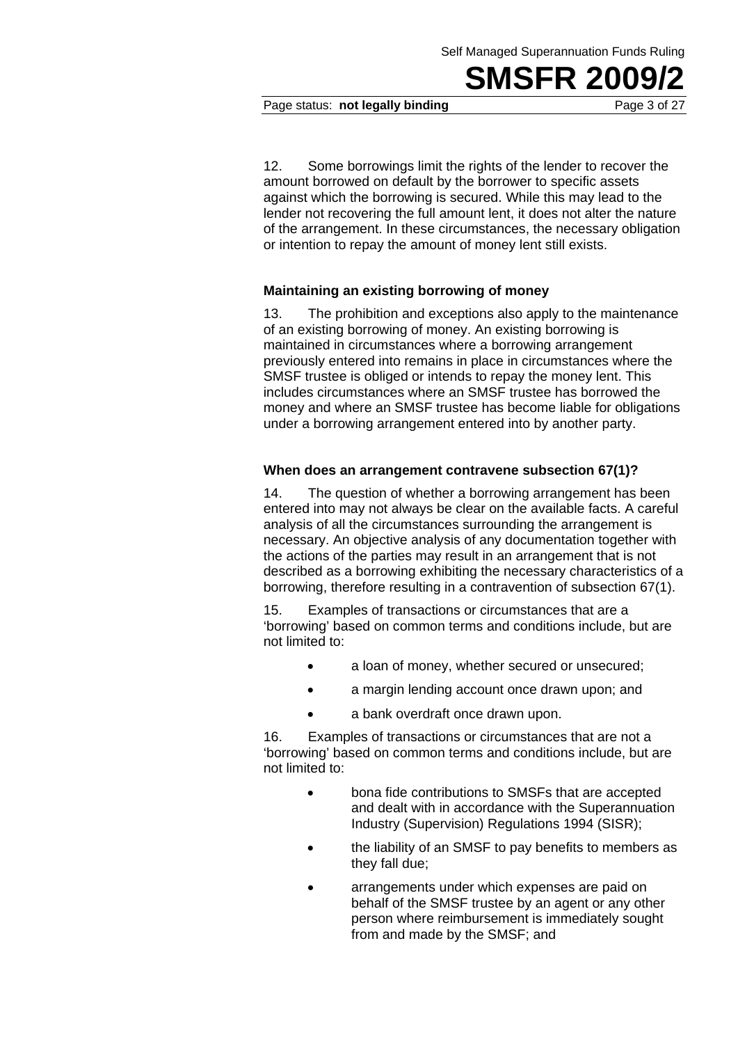12. Some borrowings limit the rights of the lender to recover the amount borrowed on default by the borrower to specific assets against which the borrowing is secured. While this may lead to the lender not recovering the full amount lent, it does not alter the nature of the arrangement. In these circumstances, the necessary obligation or intention to repay the amount of money lent still exists.

### Maintaining an existing borrowing of money

13. The prohibition and exceptions also apply to the maintenance of an existing borrowing of money. An existing borrowing is maintained in circumstances where a borrowing arrangement previously entered into remains in place in circumstances where the SMSF trustee is obliged or intends to repay the money lent. This includes circumstances where an SMSF trustee has borrowed the money and where an SMSF trustee has become liable for obligations under a borrowing arrangement entered into by another party.

### When does an arrangement contravene subsection 67(1)?

14. The question of whether a borrowing arrangement has been entered into may not always be clear on the available facts. A careful analysis of all the circumstances surrounding the arrangement is necessary. An objective analysis of any documentation together with the actions of the parties may result in an arrangement that is not described as a borrowing exhibiting the necessary characteristics of a borrowing, therefore resulting in a contravention of subsection 67(1).

15. Examples of transactions or circumstances that are a 'borrowing' based on common terms and conditions include, but are not limited to:

- a loan of money, whether secured or unsecured;
- a margin lending account once drawn upon; and
- a bank overdraft once drawn upon.

16. Examples of transactions or circumstances that are not a 'borrowing' based on common terms and conditions include, but are not limited to:

- bona fide contributions to SMSFs that are accepted and dealt with in accordance with the Superannuation Industry (Supervision) Regulations 1994 (SISR);
- the liability of an SMSF to pay benefits to members as they fall due;
- arrangements under which expenses are paid on behalf of the SMSF trustee by an agent or any other person where reimbursement is immediately sought from and made by the SMSF; and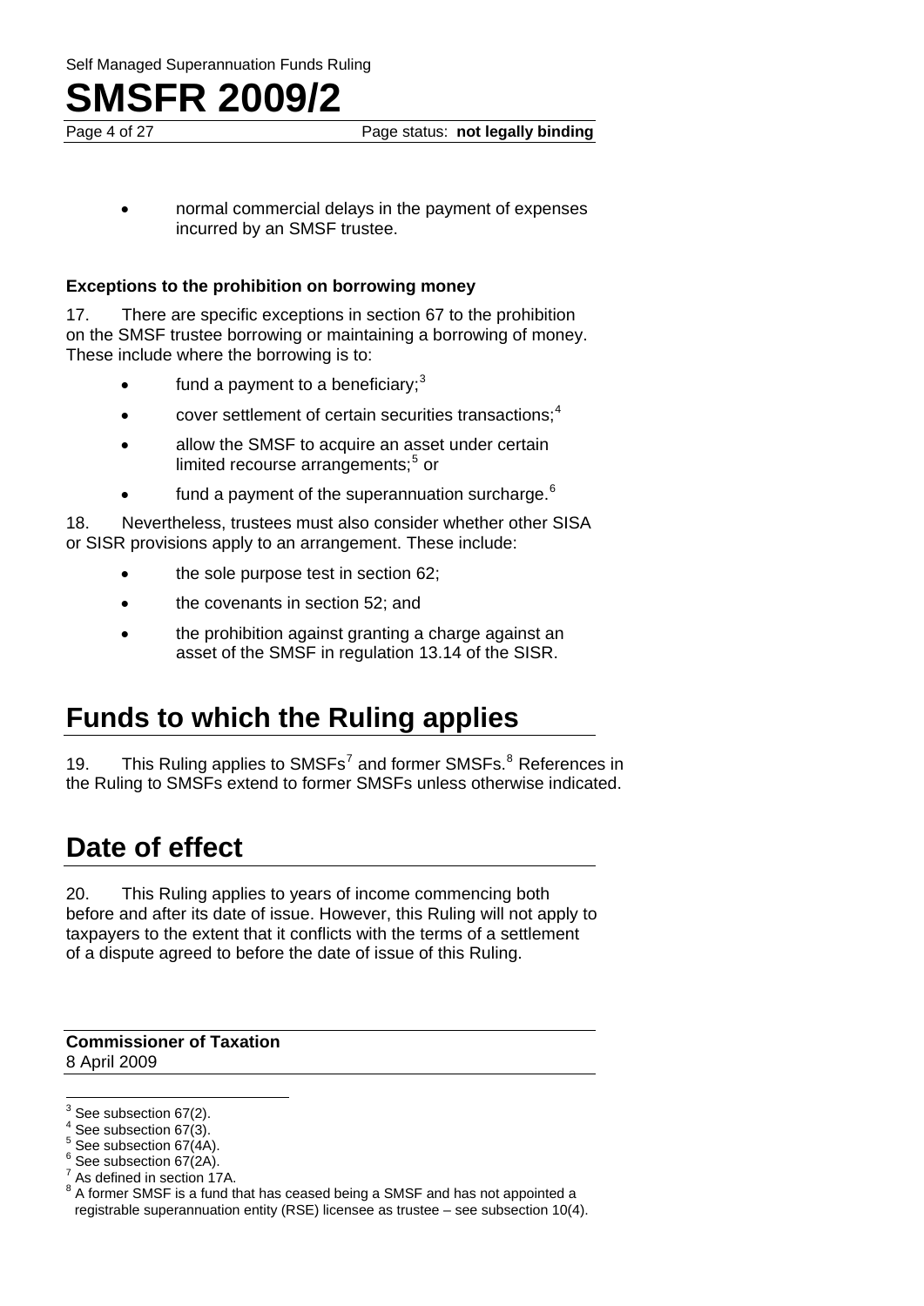- normal commercial delays in the payment of expenses incurred by an SMSF trustee.

**Exceptions to the prohibition on borrowing money**

17. There are specific exceptions in section 67 to the prohibition on the SMSF trustee borrowing or maintaining a borrowing of money. These include where the borrowing is to:

- fund a payment to a beneficiary;[3]
- cover settlement of certain securities transactions;[4]
- allow the SMSF to acquire an asset under certain limited recourse arrangements;[5] or
- fund a payment of the superannuation surcharge.[6]

18. Nevertheless, trustees must also consider whether other SISA or SISR provisions apply to an arrangement. These include:

- the sole purpose test in section 62;
- the covenants in section 52; and
- the prohibition against granting a charge against an asset of the SMSF in regulation 13.14 of the SISR.

# Funds to which the Ruling applies

19. This Ruling applies to SMSFs[7] and former SMSFs.[8] References in the Ruling to SMSFs extend to former SMSFs unless otherwise indicated.

# Date of effect

20. This Ruling applies to years of income commencing both before and after its date of issue. However, this Ruling will not apply to taxpayers to the extent that it conflicts with the terms of a settlement of a dispute agreed to before the date of issue of this Ruling.

**Commissioner of Taxation**
8 April 2009

---

[3] See subsection 67(2).
[4] See subsection 67(3).
[5] See subsection 67(4A).
[6] See subsection 67(2A).
[7] As defined in section 17A.
[8] A former SMSF is a fund that has ceased being a SMSF and has not appointed a registrable superannuation entity (RSE) licensee as trustee – see subsection 10(4).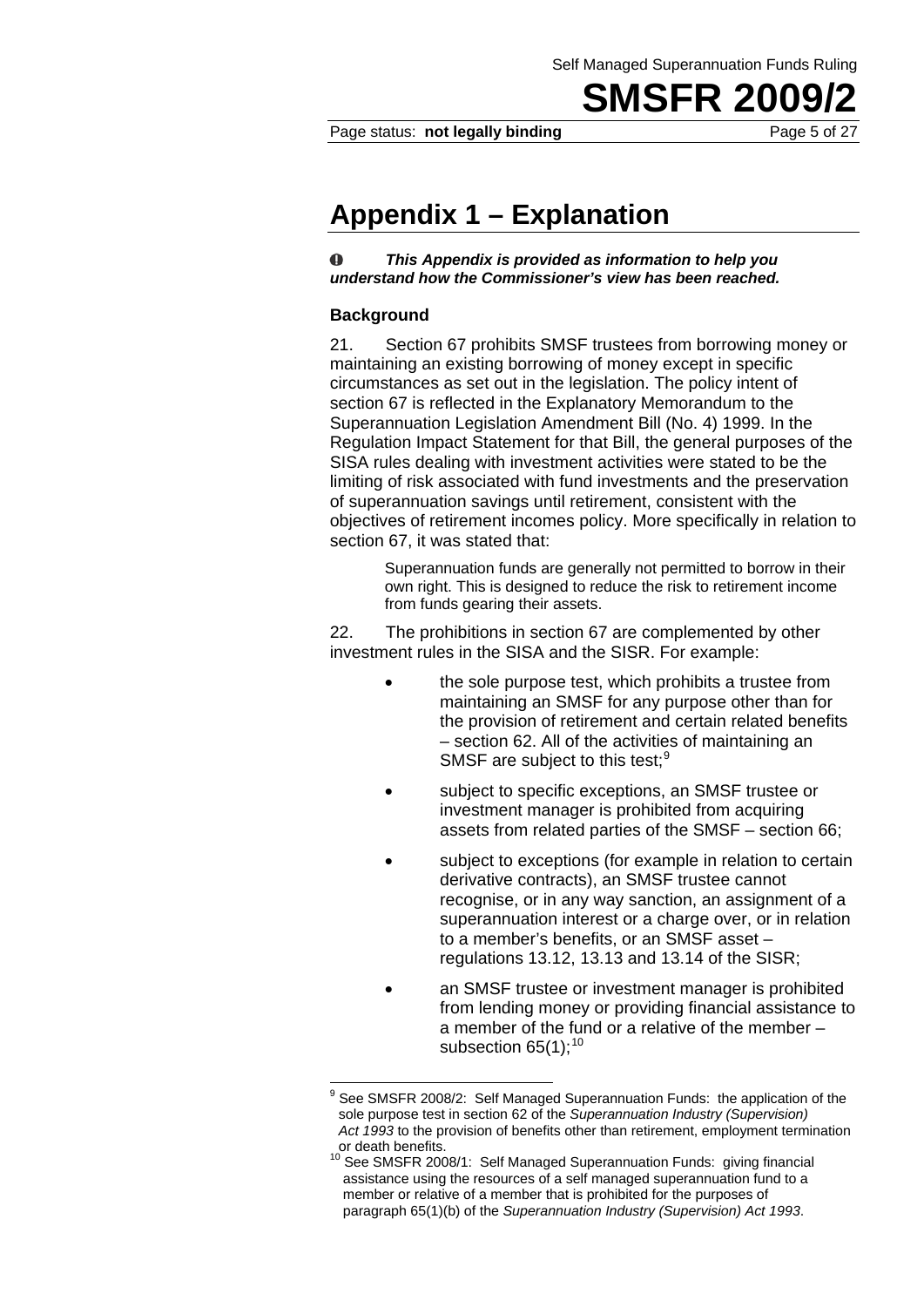# Appendix 1 – Explanation

*❶ **This Appendix is provided as information to help you understand how the Commissioner's view has been reached.***

### Background

21. Section 67 prohibits SMSF trustees from borrowing money or maintaining an existing borrowing of money except in specific circumstances as set out in the legislation. The policy intent of section 67 is reflected in the Explanatory Memorandum to the Superannuation Legislation Amendment Bill (No. 4) 1999. In the Regulation Impact Statement for that Bill, the general purposes of the SISA rules dealing with investment activities were stated to be the limiting of risk associated with fund investments and the preservation of superannuation savings until retirement, consistent with the objectives of retirement incomes policy. More specifically in relation to section 67, it was stated that:

> Superannuation funds are generally not permitted to borrow in their own right. This is designed to reduce the risk to retirement income from funds gearing their assets.

22. The prohibitions in section 67 are complemented by other investment rules in the SISA and the SISR. For example:

- the sole purpose test, which prohibits a trustee from maintaining an SMSF for any purpose other than for the provision of retirement and certain related benefits – section 62. All of the activities of maintaining an SMSF are subject to this test;[9]
- subject to specific exceptions, an SMSF trustee or investment manager is prohibited from acquiring assets from related parties of the SMSF – section 66;
- subject to exceptions (for example in relation to certain derivative contracts), an SMSF trustee cannot recognise, or in any way sanction, an assignment of a superannuation interest or a charge over, or in relation to a member's benefits, or an SMSF asset – regulations 13.12, 13.13 and 13.14 of the SISR;
- an SMSF trustee or investment manager is prohibited from lending money or providing financial assistance to a member of the fund or a relative of the member – subsection 65(1);[10]

---

[9] See SMSFR 2008/2: Self Managed Superannuation Funds: the application of the sole purpose test in section 62 of the *Superannuation Industry (Supervision) Act 1993* to the provision of benefits other than retirement, employment termination or death benefits.

[10] See SMSFR 2008/1: Self Managed Superannuation Funds: giving financial assistance using the resources of a self managed superannuation fund to a member or relative of a member that is prohibited for the purposes of paragraph 65(1)(b) of the *Superannuation Industry (Supervision) Act 1993*.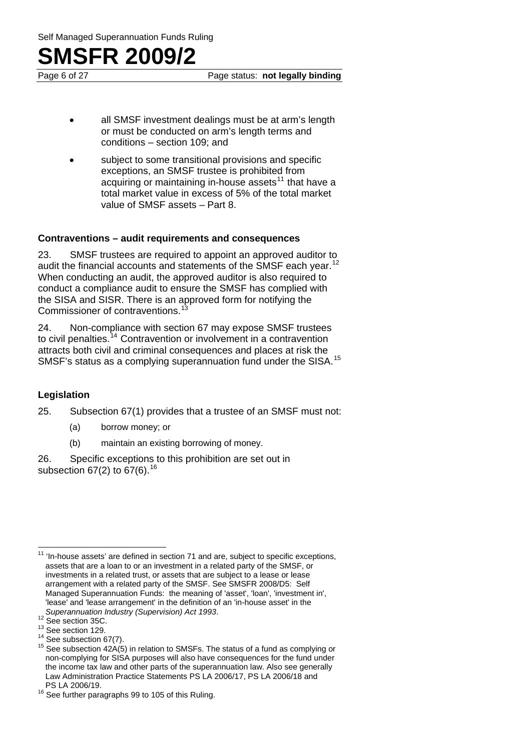- all SMSF investment dealings must be at arm's length or must be conducted on arm's length terms and conditions – section 109; and
- subject to some transitional provisions and specific exceptions, an SMSF trustee is prohibited from acquiring or maintaining in-house assets[11] that have a total market value in excess of 5% of the total market value of SMSF assets – Part 8.

### Contraventions – audit requirements and consequences

23. SMSF trustees are required to appoint an approved auditor to audit the financial accounts and statements of the SMSF each year.[12] When conducting an audit, the approved auditor is also required to conduct a compliance audit to ensure the SMSF has complied with the SISA and SISR. There is an approved form for notifying the Commissioner of contraventions.[13]

24. Non-compliance with section 67 may expose SMSF trustees to civil penalties.[14] Contravention or involvement in a contravention attracts both civil and criminal consequences and places at risk the SMSF's status as a complying superannuation fund under the SISA.[15]

### Legislation

25. Subsection 67(1) provides that a trustee of an SMSF must not:

(a) borrow money; or

(b) maintain an existing borrowing of money.

26. Specific exceptions to this prohibition are set out in subsection 67(2) to 67(6).[16]

---

[11] 'In-house assets' are defined in section 71 and are, subject to specific exceptions, assets that are a loan to or an investment in a related party of the SMSF, or investments in a related trust, or assets that are subject to a lease or lease arrangement with a related party of the SMSF. See SMSFR 2008/D5: Self Managed Superannuation Funds: the meaning of 'asset', 'loan', 'investment in', 'lease' and 'lease arrangement' in the definition of an 'in-house asset' in the *Superannuation Industry (Supervision) Act 1993*.

[12] See section 35C.

[13] See section 129.

[14] See subsection 67(7).

[15] See subsection 42A(5) in relation to SMSFs. The status of a fund as complying or non-complying for SISA purposes will also have consequences for the fund under the income tax law and other parts of the superannuation law. Also see generally Law Administration Practice Statements PS LA 2006/17, PS LA 2006/18 and PS LA 2006/19.

[16] See further paragraphs 99 to 105 of this Ruling.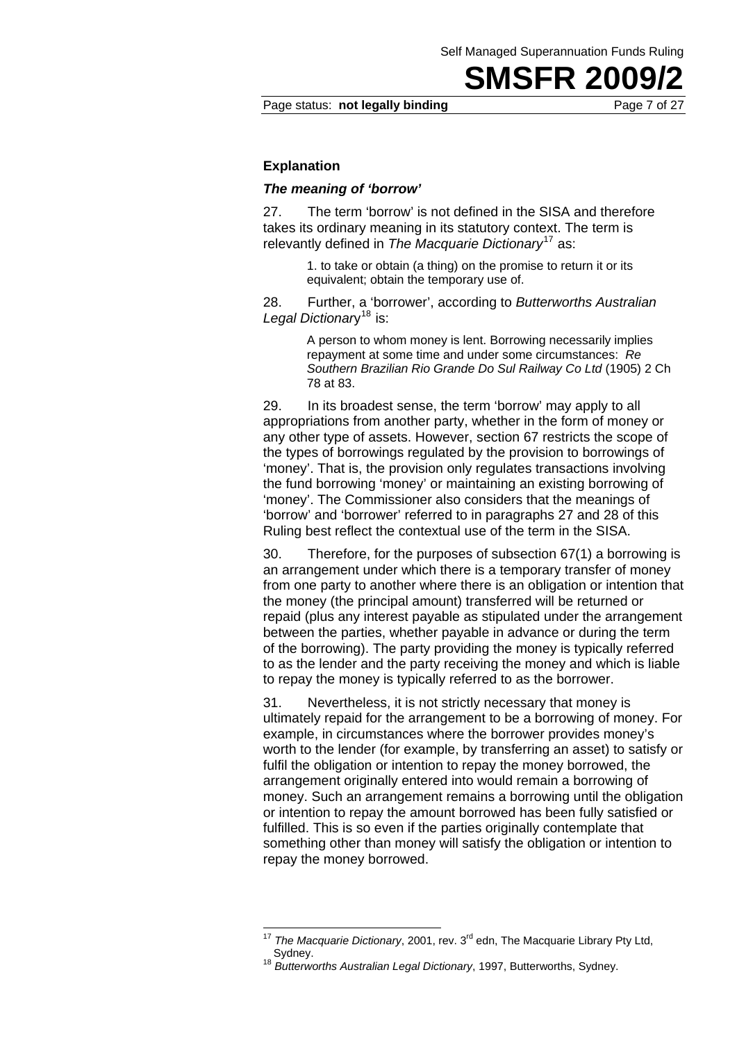### Explanation

#### *The meaning of 'borrow'*

27. The term 'borrow' is not defined in the SISA and therefore takes its ordinary meaning in its statutory context. The term is relevantly defined in *The Macquarie Dictionary*[17] as:

> 1. to take or obtain (a thing) on the promise to return it or its equivalent; obtain the temporary use of.

28. Further, a 'borrower', according to *Butterworths Australian Legal Dictionary*[18] is:

> A person to whom money is lent. Borrowing necessarily implies repayment at some time and under some circumstances: *Re Southern Brazilian Rio Grande Do Sul Railway Co Ltd* (1905) 2 Ch 78 at 83.

29. In its broadest sense, the term 'borrow' may apply to all appropriations from another party, whether in the form of money or any other type of assets. However, section 67 restricts the scope of the types of borrowings regulated by the provision to borrowings of 'money'. That is, the provision only regulates transactions involving the fund borrowing 'money' or maintaining an existing borrowing of 'money'. The Commissioner also considers that the meanings of 'borrow' and 'borrower' referred to in paragraphs 27 and 28 of this Ruling best reflect the contextual use of the term in the SISA.

30. Therefore, for the purposes of subsection 67(1) a borrowing is an arrangement under which there is a temporary transfer of money from one party to another where there is an obligation or intention that the money (the principal amount) transferred will be returned or repaid (plus any interest payable as stipulated under the arrangement between the parties, whether payable in advance or during the term of the borrowing). The party providing the money is typically referred to as the lender and the party receiving the money and which is liable to repay the money is typically referred to as the borrower.

31. Nevertheless, it is not strictly necessary that money is ultimately repaid for the arrangement to be a borrowing of money. For example, in circumstances where the borrower provides money's worth to the lender (for example, by transferring an asset) to satisfy or fulfil the obligation or intention to repay the money borrowed, the arrangement originally entered into would remain a borrowing of money. Such an arrangement remains a borrowing until the obligation or intention to repay the amount borrowed has been fully satisfied or fulfilled. This is so even if the parties originally contemplate that something other than money will satisfy the obligation or intention to repay the money borrowed.

---

[17] *The Macquarie Dictionary*, 2001, rev. 3rd edn, The Macquarie Library Pty Ltd, Sydney.

[18] *Butterworths Australian Legal Dictionary*, 1997, Butterworths, Sydney.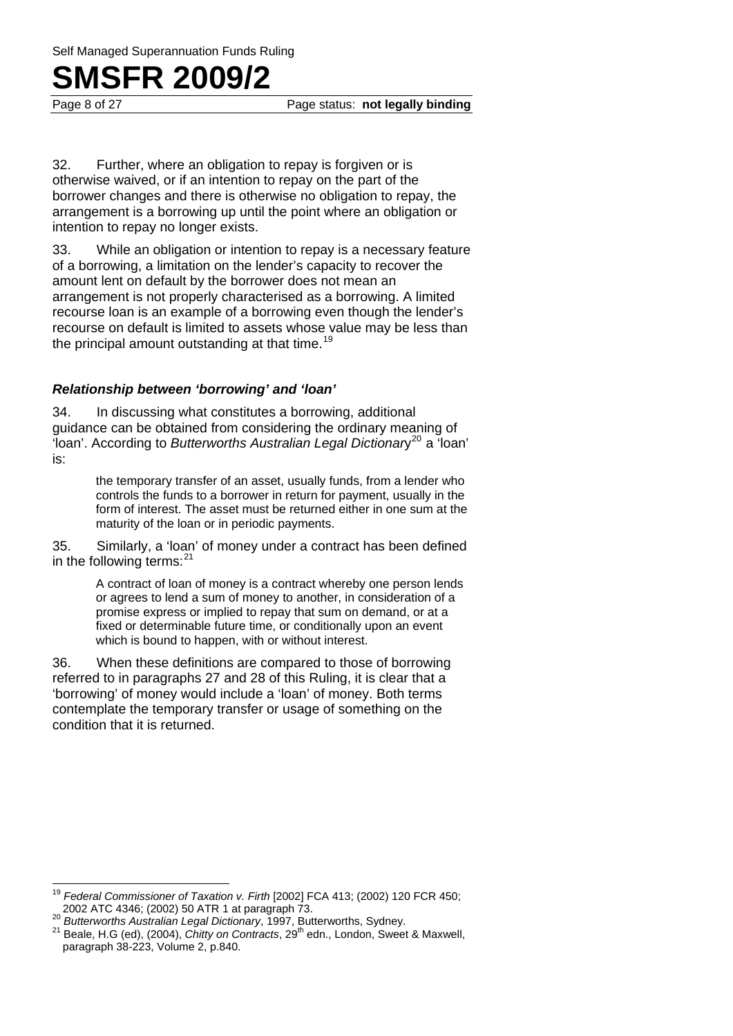32. Further, where an obligation to repay is forgiven or is otherwise waived, or if an intention to repay on the part of the borrower changes and there is otherwise no obligation to repay, the arrangement is a borrowing up until the point where an obligation or intention to repay no longer exists.

33. While an obligation or intention to repay is a necessary feature of a borrowing, a limitation on the lender's capacity to recover the amount lent on default by the borrower does not mean an arrangement is not properly characterised as a borrowing. A limited recourse loan is an example of a borrowing even though the lender's recourse on default is limited to assets whose value may be less than the principal amount outstanding at that time.[19]

### *Relationship between 'borrowing' and 'loan'*

34. In discussing what constitutes a borrowing, additional guidance can be obtained from considering the ordinary meaning of 'loan'. According to *Butterworths Australian Legal Dictionary*[20] a 'loan' is:

> the temporary transfer of an asset, usually funds, from a lender who controls the funds to a borrower in return for payment, usually in the form of interest. The asset must be returned either in one sum at the maturity of the loan or in periodic payments.

35. Similarly, a 'loan' of money under a contract has been defined in the following terms:[21]

> A contract of loan of money is a contract whereby one person lends or agrees to lend a sum of money to another, in consideration of a promise express or implied to repay that sum on demand, or at a fixed or determinable future time, or conditionally upon an event which is bound to happen, with or without interest.

36. When these definitions are compared to those of borrowing referred to in paragraphs 27 and 28 of this Ruling, it is clear that a 'borrowing' of money would include a 'loan' of money. Both terms contemplate the temporary transfer or usage of something on the condition that it is returned.

---

[19] *Federal Commissioner of Taxation v. Firth* [2002] FCA 413; (2002) 120 FCR 450; 2002 ATC 4346; (2002) 50 ATR 1 at paragraph 73.

[20] *Butterworths Australian Legal Dictionary*, 1997, Butterworths, Sydney.

[21] Beale, H.G (ed), (2004), *Chitty on Contracts*, 29th edn., London, Sweet & Maxwell, paragraph 38-223, Volume 2, p.840.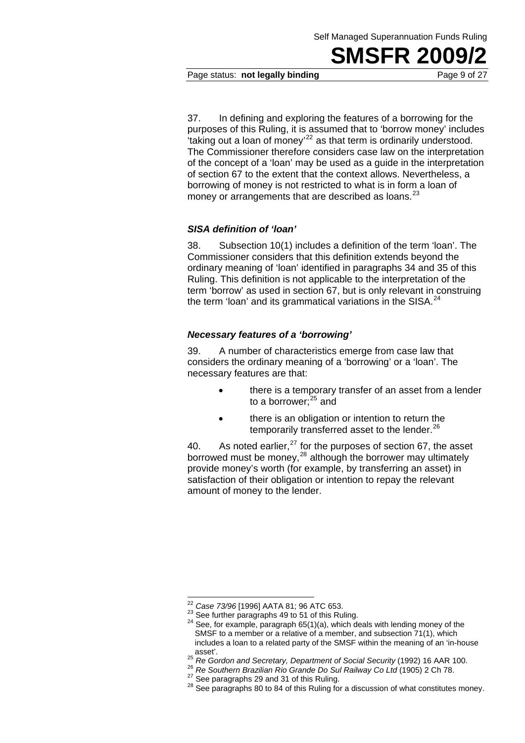37. In defining and exploring the features of a borrowing for the purposes of this Ruling, it is assumed that to 'borrow money' includes 'taking out a loan of money'[22] as that term is ordinarily understood. The Commissioner therefore considers case law on the interpretation of the concept of a 'loan' may be used as a guide in the interpretation of section 67 to the extent that the context allows. Nevertheless, a borrowing of money is not restricted to what is in form a loan of money or arrangements that are described as loans.[23]

### *SISA definition of 'loan'*

38. Subsection 10(1) includes a definition of the term 'loan'. The Commissioner considers that this definition extends beyond the ordinary meaning of 'loan' identified in paragraphs 34 and 35 of this Ruling. This definition is not applicable to the interpretation of the term 'borrow' as used in section 67, but is only relevant in construing the term 'loan' and its grammatical variations in the SISA.[24]

### *Necessary features of a 'borrowing'*

39. A number of characteristics emerge from case law that considers the ordinary meaning of a 'borrowing' or a 'loan'. The necessary features are that:

- there is a temporary transfer of an asset from a lender to a borrower;[25] and
- there is an obligation or intention to return the temporarily transferred asset to the lender.[26]

40. As noted earlier,[27] for the purposes of section 67, the asset borrowed must be money,[28] although the borrower may ultimately provide money's worth (for example, by transferring an asset) in satisfaction of their obligation or intention to repay the relevant amount of money to the lender.

---

[22] *Case 73/96* [1996] AATA 81; 96 ATC 653.

[23] See further paragraphs 49 to 51 of this Ruling.

[24] See, for example, paragraph 65(1)(a), which deals with lending money of the SMSF to a member or a relative of a member, and subsection 71(1), which includes a loan to a related party of the SMSF within the meaning of an 'in-house asset'.

[25] *Re Gordon and Secretary, Department of Social Security* (1992) 16 AAR 100.

[26] *Re Southern Brazilian Rio Grande Do Sul Railway Co Ltd* (1905) 2 Ch 78.

[27] See paragraphs 29 and 31 of this Ruling.

[28] See paragraphs 80 to 84 of this Ruling for a discussion of what constitutes money.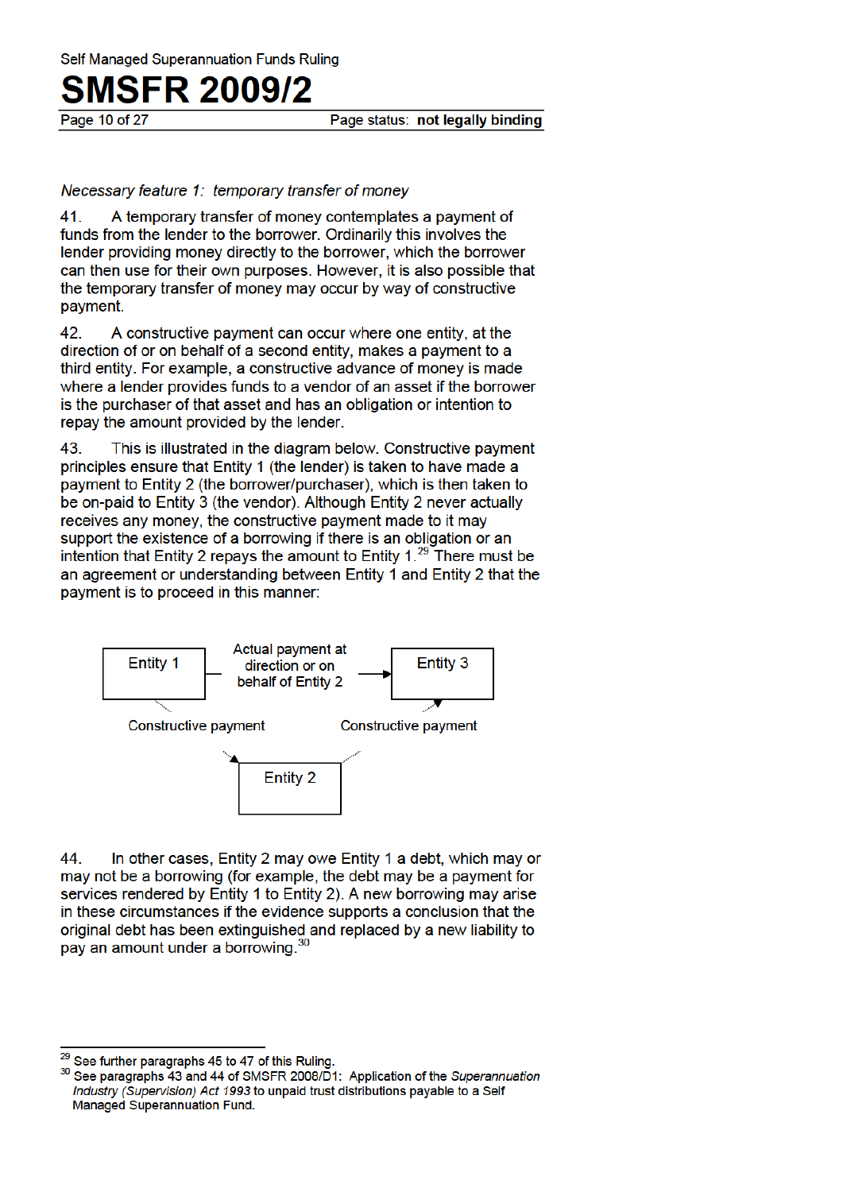*Necessary feature 1: temporary transfer of money*

41. A temporary transfer of money contemplates a payment of funds from the lender to the borrower. Ordinarily this involves the lender providing money directly to the borrower, which the borrower can then use for their own purposes. However, it is also possible that the temporary transfer of money may occur by way of constructive payment.

42. A constructive payment can occur where one entity, at the direction of or on behalf of a second entity, makes a payment to a third entity. For example, a constructive advance of money is made where a lender provides funds to a vendor of an asset if the borrower is the purchaser of that asset and has an obligation or intention to repay the amount provided by the lender.

43. This is illustrated in the diagram below. Constructive payment principles ensure that Entity 1 (the lender) is taken to have made a payment to Entity 2 (the borrower/purchaser), which is then taken to be on-paid to Entity 3 (the vendor). Although Entity 2 never actually receives any money, the constructive payment made to it may support the existence of a borrowing if there is an obligation or an intention that Entity 2 repays the amount to Entity 1.[29] There must be an agreement or understanding between Entity 1 and Entity 2 that the payment is to proceed in this manner:

Entity 1 — Actual payment at direction or on behalf of Entity 2 → Entity 3

Constructive payment (Entity 1 → Entity 2)

Constructive payment (Entity 2 → Entity 3)

44. In other cases, Entity 2 may owe Entity 1 a debt, which may or may not be a borrowing (for example, the debt may be a payment for services rendered by Entity 1 to Entity 2). A new borrowing may arise in these circumstances if the evidence supports a conclusion that the original debt has been extinguished and replaced by a new liability to pay an amount under a borrowing.[30]

---

[29] See further paragraphs 45 to 47 of this Ruling.

[30] See paragraphs 43 and 44 of SMSFR 2008/D1: Application of the *Superannuation Industry (Supervision) Act 1993* to unpaid trust distributions payable to a Self Managed Superannuation Fund.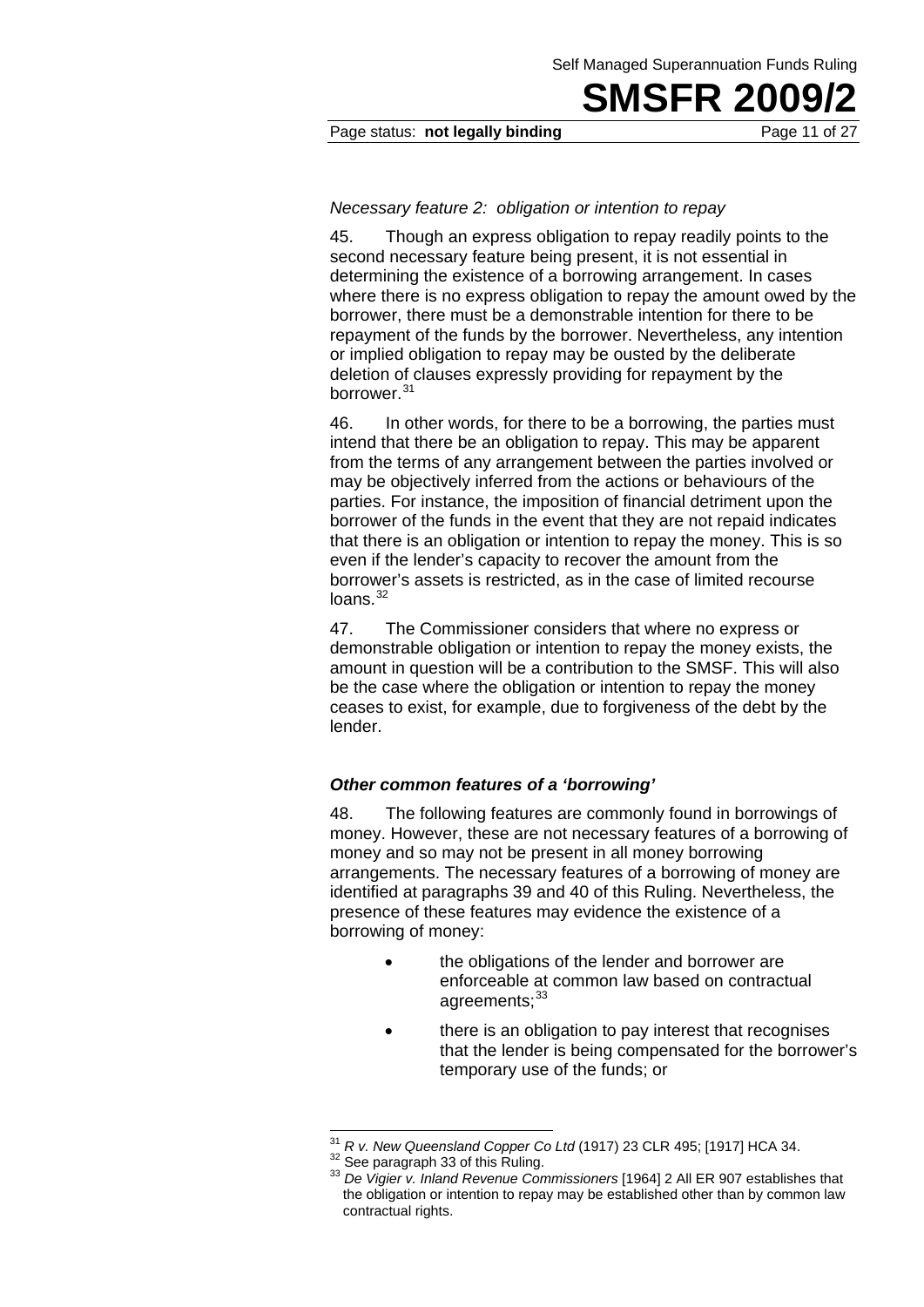*Necessary feature 2: obligation or intention to repay*

45. Though an express obligation to repay readily points to the second necessary feature being present, it is not essential in determining the existence of a borrowing arrangement. In cases where there is no express obligation to repay the amount owed by the borrower, there must be a demonstrable intention for there to be repayment of the funds by the borrower. Nevertheless, any intention or implied obligation to repay may be ousted by the deliberate deletion of clauses expressly providing for repayment by the borrower.[31]

46. In other words, for there to be a borrowing, the parties must intend that there be an obligation to repay. This may be apparent from the terms of any arrangement between the parties involved or may be objectively inferred from the actions or behaviours of the parties. For instance, the imposition of financial detriment upon the borrower of the funds in the event that they are not repaid indicates that there is an obligation or intention to repay the money. This is so even if the lender's capacity to recover the amount from the borrower's assets is restricted, as in the case of limited recourse loans.[32]

47. The Commissioner considers that where no express or demonstrable obligation or intention to repay the money exists, the amount in question will be a contribution to the SMSF. This will also be the case where the obligation or intention to repay the money ceases to exist, for example, due to forgiveness of the debt by the lender.

### *Other common features of a 'borrowing'*

48. The following features are commonly found in borrowings of money. However, these are not necessary features of a borrowing of money and so may not be present in all money borrowing arrangements. The necessary features of a borrowing of money are identified at paragraphs 39 and 40 of this Ruling. Nevertheless, the presence of these features may evidence the existence of a borrowing of money:

- the obligations of the lender and borrower are enforceable at common law based on contractual agreements;[33]
- there is an obligation to pay interest that recognises that the lender is being compensated for the borrower's temporary use of the funds; or

---

[31] *R v. New Queensland Copper Co Ltd* (1917) 23 CLR 495; [1917] HCA 34.

[32] See paragraph 33 of this Ruling.

[33] *De Vigier v. Inland Revenue Commissioners* [1964] 2 All ER 907 establishes that the obligation or intention to repay may be established other than by common law contractual rights.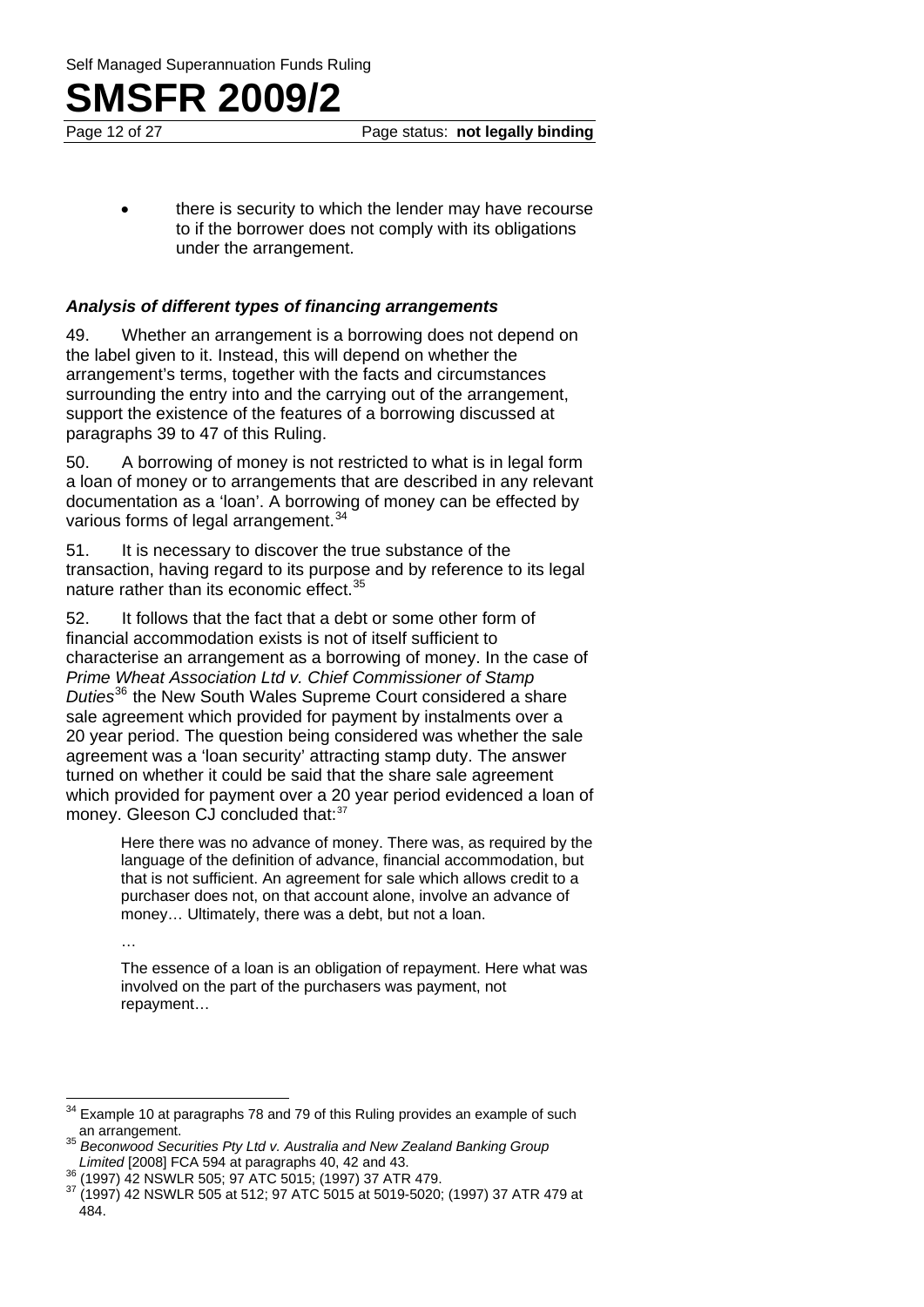- there is security to which the lender may have recourse to if the borrower does not comply with its obligations under the arrangement.

### *Analysis of different types of financing arrangements*

49. Whether an arrangement is a borrowing does not depend on the label given to it. Instead, this will depend on whether the arrangement's terms, together with the facts and circumstances surrounding the entry into and the carrying out of the arrangement, support the existence of the features of a borrowing discussed at paragraphs 39 to 47 of this Ruling.

50. A borrowing of money is not restricted to what is in legal form a loan of money or to arrangements that are described in any relevant documentation as a 'loan'. A borrowing of money can be effected by various forms of legal arrangement.[34]

51. It is necessary to discover the true substance of the transaction, having regard to its purpose and by reference to its legal nature rather than its economic effect.[35]

52. It follows that the fact that a debt or some other form of financial accommodation exists is not of itself sufficient to characterise an arrangement as a borrowing of money. In the case of *Prime Wheat Association Ltd v. Chief Commissioner of Stamp Duties*[36] the New South Wales Supreme Court considered a share sale agreement which provided for payment by instalments over a 20 year period. The question being considered was whether the sale agreement was a 'loan security' attracting stamp duty. The answer turned on whether it could be said that the share sale agreement which provided for payment over a 20 year period evidenced a loan of money. Gleeson CJ concluded that:[37]

> Here there was no advance of money. There was, as required by the language of the definition of advance, financial accommodation, but that is not sufficient. An agreement for sale which allows credit to a purchaser does not, on that account alone, involve an advance of money… Ultimately, there was a debt, but not a loan.
>
> …
>
> The essence of a loan is an obligation of repayment. Here what was involved on the part of the purchasers was payment, not repayment…

---

[34] Example 10 at paragraphs 78 and 79 of this Ruling provides an example of such an arrangement.

[35] *Beconwood Securities Pty Ltd v. Australia and New Zealand Banking Group Limited* [2008] FCA 594 at paragraphs 40, 42 and 43.

[36] (1997) 42 NSWLR 505; 97 ATC 5015; (1997) 37 ATR 479.

[37] (1997) 42 NSWLR 505 at 512; 97 ATC 5015 at 5019-5020; (1997) 37 ATR 479 at 484.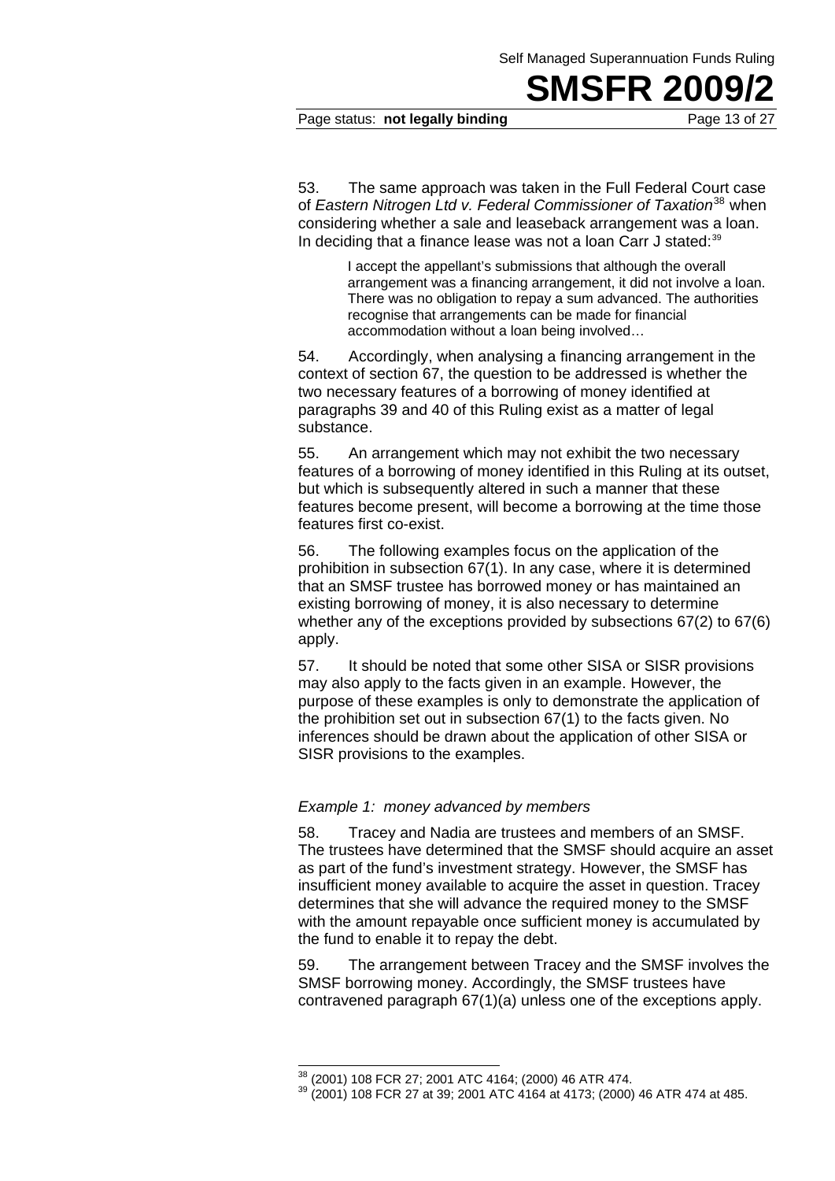53. The same approach was taken in the Full Federal Court case of *Eastern Nitrogen Ltd v. Federal Commissioner of Taxation*[38] when considering whether a sale and leaseback arrangement was a loan. In deciding that a finance lease was not a loan Carr J stated:[39]

> I accept the appellant's submissions that although the overall arrangement was a financing arrangement, it did not involve a loan. There was no obligation to repay a sum advanced. The authorities recognise that arrangements can be made for financial accommodation without a loan being involved…

54. Accordingly, when analysing a financing arrangement in the context of section 67, the question to be addressed is whether the two necessary features of a borrowing of money identified at paragraphs 39 and 40 of this Ruling exist as a matter of legal substance.

55. An arrangement which may not exhibit the two necessary features of a borrowing of money identified in this Ruling at its outset, but which is subsequently altered in such a manner that these features become present, will become a borrowing at the time those features first co-exist.

56. The following examples focus on the application of the prohibition in subsection 67(1). In any case, where it is determined that an SMSF trustee has borrowed money or has maintained an existing borrowing of money, it is also necessary to determine whether any of the exceptions provided by subsections 67(2) to 67(6) apply.

57. It should be noted that some other SISA or SISR provisions may also apply to the facts given in an example. However, the purpose of these examples is only to demonstrate the application of the prohibition set out in subsection 67(1) to the facts given. No inferences should be drawn about the application of other SISA or SISR provisions to the examples.

### *Example 1: money advanced by members*

58. Tracey and Nadia are trustees and members of an SMSF. The trustees have determined that the SMSF should acquire an asset as part of the fund's investment strategy. However, the SMSF has insufficient money available to acquire the asset in question. Tracey determines that she will advance the required money to the SMSF with the amount repayable once sufficient money is accumulated by the fund to enable it to repay the debt.

59. The arrangement between Tracey and the SMSF involves the SMSF borrowing money. Accordingly, the SMSF trustees have contravened paragraph 67(1)(a) unless one of the exceptions apply.

---

[38] (2001) 108 FCR 27; 2001 ATC 4164; (2000) 46 ATR 474.

[39] (2001) 108 FCR 27 at 39; 2001 ATC 4164 at 4173; (2000) 46 ATR 474 at 485.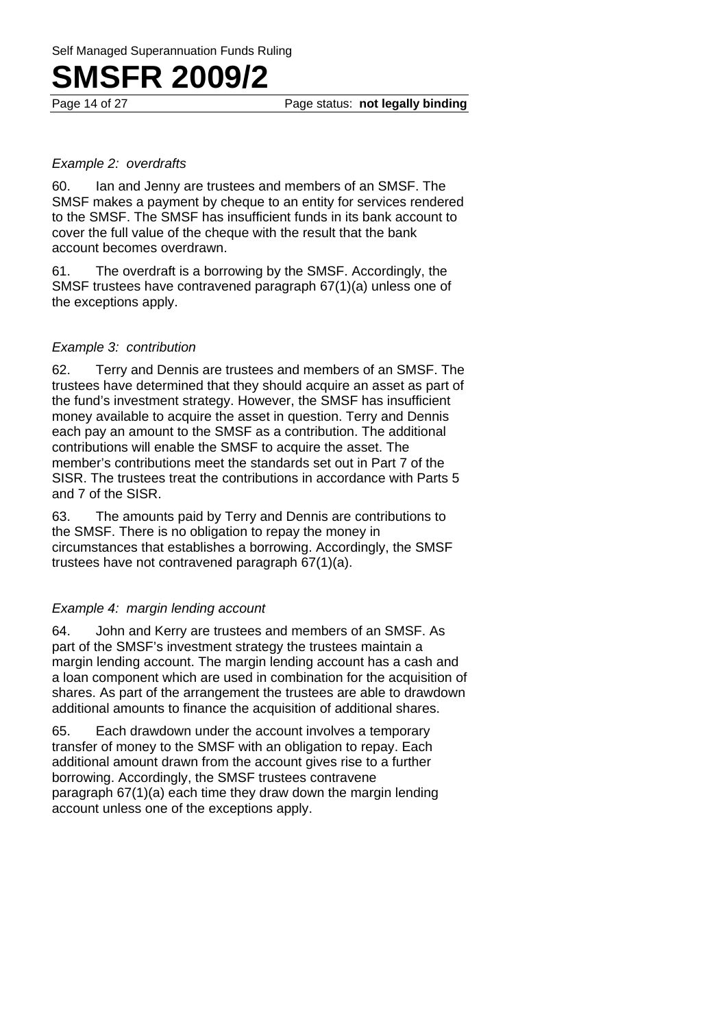*Example 2: overdrafts*

60. Ian and Jenny are trustees and members of an SMSF. The SMSF makes a payment by cheque to an entity for services rendered to the SMSF. The SMSF has insufficient funds in its bank account to cover the full value of the cheque with the result that the bank account becomes overdrawn.

61. The overdraft is a borrowing by the SMSF. Accordingly, the SMSF trustees have contravened paragraph 67(1)(a) unless one of the exceptions apply.

*Example 3: contribution*

62. Terry and Dennis are trustees and members of an SMSF. The trustees have determined that they should acquire an asset as part of the fund's investment strategy. However, the SMSF has insufficient money available to acquire the asset in question. Terry and Dennis each pay an amount to the SMSF as a contribution. The additional contributions will enable the SMSF to acquire the asset. The member's contributions meet the standards set out in Part 7 of the SISR. The trustees treat the contributions in accordance with Parts 5 and 7 of the SISR.

63. The amounts paid by Terry and Dennis are contributions to the SMSF. There is no obligation to repay the money in circumstances that establishes a borrowing. Accordingly, the SMSF trustees have not contravened paragraph 67(1)(a).

*Example 4: margin lending account*

64. John and Kerry are trustees and members of an SMSF. As part of the SMSF's investment strategy the trustees maintain a margin lending account. The margin lending account has a cash and a loan component which are used in combination for the acquisition of shares. As part of the arrangement the trustees are able to drawdown additional amounts to finance the acquisition of additional shares.

65. Each drawdown under the account involves a temporary transfer of money to the SMSF with an obligation to repay. Each additional amount drawn from the account gives rise to a further borrowing. Accordingly, the SMSF trustees contravene paragraph 67(1)(a) each time they draw down the margin lending account unless one of the exceptions apply.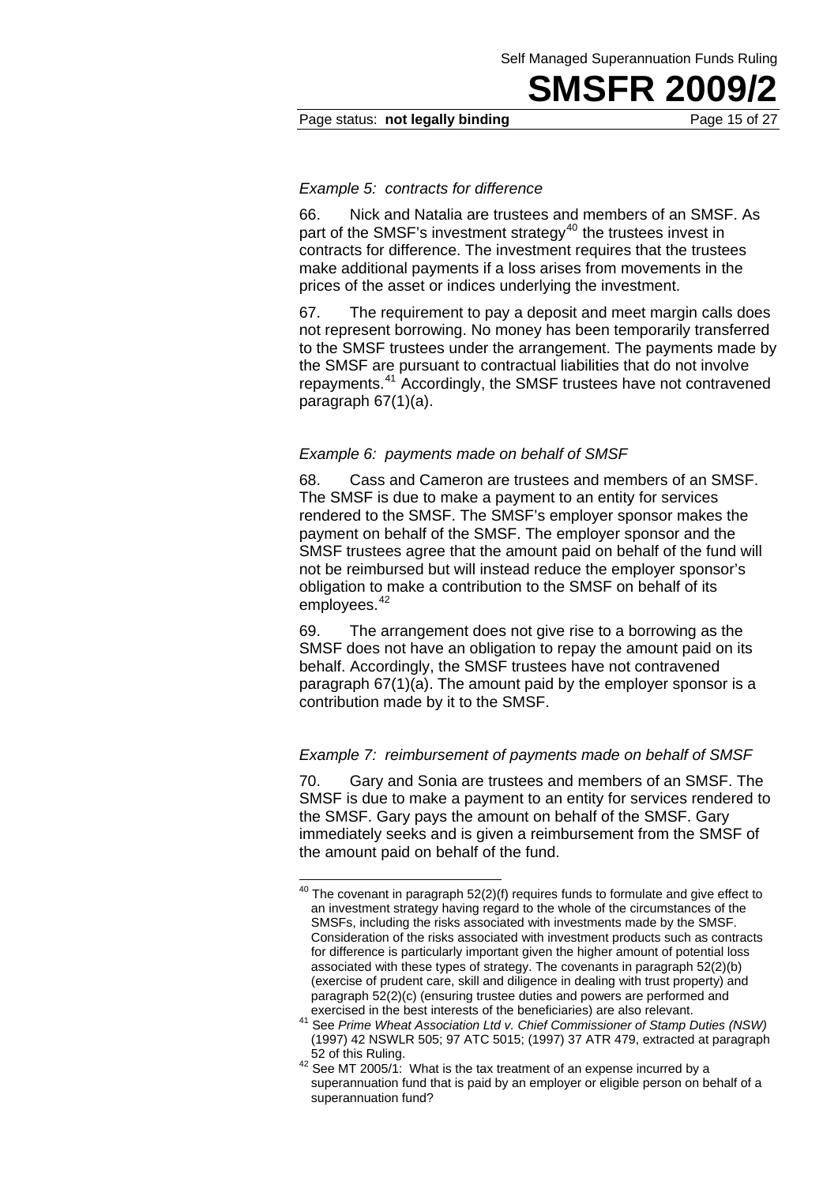*Example 5: contracts for difference*

66. Nick and Natalia are trustees and members of an SMSF. As part of the SMSF's investment strategy[40] the trustees invest in contracts for difference. The investment requires that the trustees make additional payments if a loss arises from movements in the prices of the asset or indices underlying the investment.

67. The requirement to pay a deposit and meet margin calls does not represent borrowing. No money has been temporarily transferred to the SMSF trustees under the arrangement. The payments made by the SMSF are pursuant to contractual liabilities that do not involve repayments.[41] Accordingly, the SMSF trustees have not contravened paragraph 67(1)(a).

*Example 6: payments made on behalf of SMSF*

68. Cass and Cameron are trustees and members of an SMSF. The SMSF is due to make a payment to an entity for services rendered to the SMSF. The SMSF's employer sponsor makes the payment on behalf of the SMSF. The employer sponsor and the SMSF trustees agree that the amount paid on behalf of the fund will not be reimbursed but will instead reduce the employer sponsor's obligation to make a contribution to the SMSF on behalf of its employees.[42]

69. The arrangement does not give rise to a borrowing as the SMSF does not have an obligation to repay the amount paid on its behalf. Accordingly, the SMSF trustees have not contravened paragraph 67(1)(a). The amount paid by the employer sponsor is a contribution made by it to the SMSF.

*Example 7: reimbursement of payments made on behalf of SMSF*

70. Gary and Sonia are trustees and members of an SMSF. The SMSF is due to make a payment to an entity for services rendered to the SMSF. Gary pays the amount on behalf of the SMSF. Gary immediately seeks and is given a reimbursement from the SMSF of the amount paid on behalf of the fund.

---

[40] The covenant in paragraph 52(2)(f) requires funds to formulate and give effect to an investment strategy having regard to the whole of the circumstances of the SMSFs, including the risks associated with investments made by the SMSF. Consideration of the risks associated with investment products such as contracts for difference is particularly important given the higher amount of potential loss associated with these types of strategy. The covenants in paragraph 52(2)(b) (exercise of prudent care, skill and diligence in dealing with trust property) and paragraph 52(2)(c) (ensuring trustee duties and powers are performed and exercised in the best interests of the beneficiaries) are also relevant.

[41] See *Prime Wheat Association Ltd v. Chief Commissioner of Stamp Duties (NSW)* (1997) 42 NSWLR 505; 97 ATC 5015; (1997) 37 ATR 479, extracted at paragraph 52 of this Ruling.

[42] See MT 2005/1: What is the tax treatment of an expense incurred by a superannuation fund that is paid by an employer or eligible person on behalf of a superannuation fund?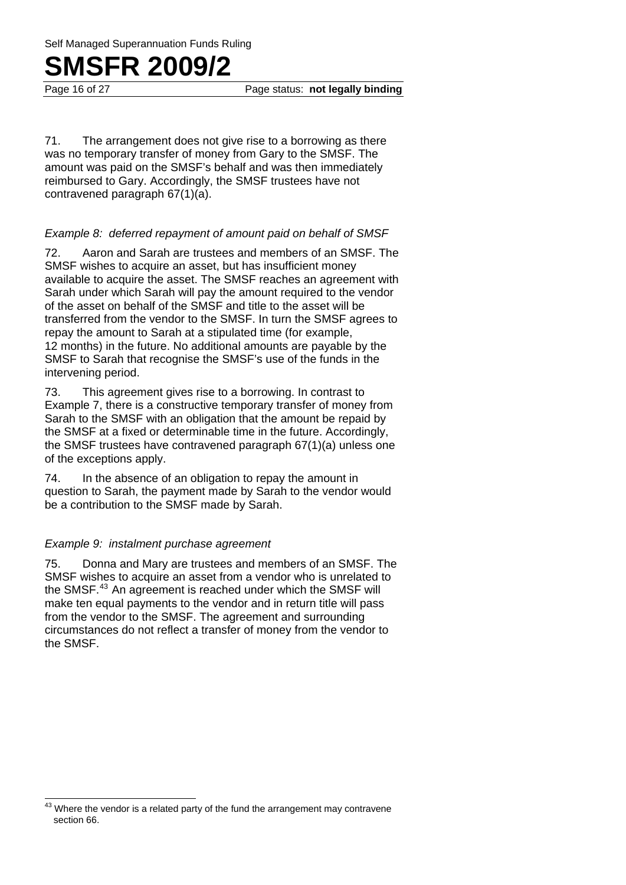71. The arrangement does not give rise to a borrowing as there was no temporary transfer of money from Gary to the SMSF. The amount was paid on the SMSF's behalf and was then immediately reimbursed to Gary. Accordingly, the SMSF trustees have not contravened paragraph 67(1)(a).

*Example 8: deferred repayment of amount paid on behalf of SMSF*

72. Aaron and Sarah are trustees and members of an SMSF. The SMSF wishes to acquire an asset, but has insufficient money available to acquire the asset. The SMSF reaches an agreement with Sarah under which Sarah will pay the amount required to the vendor of the asset on behalf of the SMSF and title to the asset will be transferred from the vendor to the SMSF. In turn the SMSF agrees to repay the amount to Sarah at a stipulated time (for example, 12 months) in the future. No additional amounts are payable by the SMSF to Sarah that recognise the SMSF's use of the funds in the intervening period.

73. This agreement gives rise to a borrowing. In contrast to Example 7, there is a constructive temporary transfer of money from Sarah to the SMSF with an obligation that the amount be repaid by the SMSF at a fixed or determinable time in the future. Accordingly, the SMSF trustees have contravened paragraph 67(1)(a) unless one of the exceptions apply.

74. In the absence of an obligation to repay the amount in question to Sarah, the payment made by Sarah to the vendor would be a contribution to the SMSF made by Sarah.

*Example 9: instalment purchase agreement*

75. Donna and Mary are trustees and members of an SMSF. The SMSF wishes to acquire an asset from a vendor who is unrelated to the SMSF.[43] An agreement is reached under which the SMSF will make ten equal payments to the vendor and in return title will pass from the vendor to the SMSF. The agreement and surrounding circumstances do not reflect a transfer of money from the vendor to the SMSF.

---

[43] Where the vendor is a related party of the fund the arrangement may contravene section 66.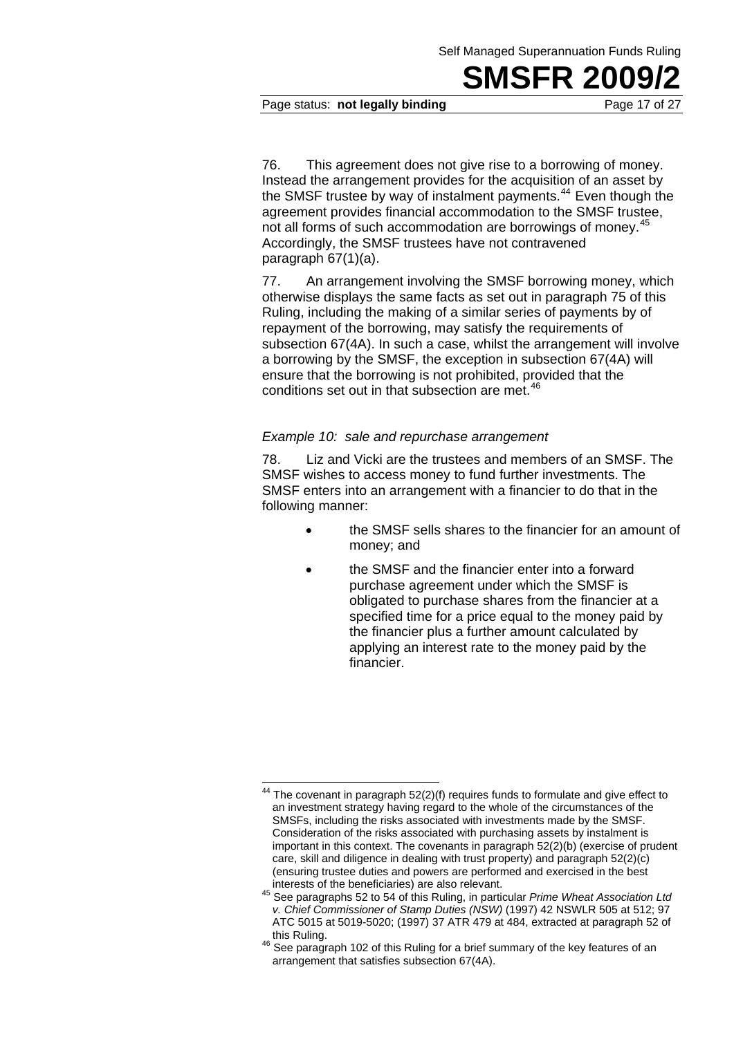76. This agreement does not give rise to a borrowing of money. Instead the arrangement provides for the acquisition of an asset by the SMSF trustee by way of instalment payments.[44] Even though the agreement provides financial accommodation to the SMSF trustee, not all forms of such accommodation are borrowings of money.[45] Accordingly, the SMSF trustees have not contravened paragraph 67(1)(a).

77. An arrangement involving the SMSF borrowing money, which otherwise displays the same facts as set out in paragraph 75 of this Ruling, including the making of a similar series of payments by of repayment of the borrowing, may satisfy the requirements of subsection 67(4A). In such a case, whilst the arrangement will involve a borrowing by the SMSF, the exception in subsection 67(4A) will ensure that the borrowing is not prohibited, provided that the conditions set out in that subsection are met.[46]

*Example 10: sale and repurchase arrangement*

78. Liz and Vicki are the trustees and members of an SMSF. The SMSF wishes to access money to fund further investments. The SMSF enters into an arrangement with a financier to do that in the following manner:

- the SMSF sells shares to the financier for an amount of money; and
- the SMSF and the financier enter into a forward purchase agreement under which the SMSF is obligated to purchase shares from the financier at a specified time for a price equal to the money paid by the financier plus a further amount calculated by applying an interest rate to the money paid by the financier.

---

[44] The covenant in paragraph 52(2)(f) requires funds to formulate and give effect to an investment strategy having regard to the whole of the circumstances of the SMSFs, including the risks associated with investments made by the SMSF. Consideration of the risks associated with purchasing assets by instalment is important in this context. The covenants in paragraph 52(2)(b) (exercise of prudent care, skill and diligence in dealing with trust property) and paragraph 52(2)(c) (ensuring trustee duties and powers are performed and exercised in the best interests of the beneficiaries) are also relevant.

[45] See paragraphs 52 to 54 of this Ruling, in particular *Prime Wheat Association Ltd v. Chief Commissioner of Stamp Duties (NSW)* (1997) 42 NSWLR 505 at 512; 97 ATC 5015 at 5019-5020; (1997) 37 ATR 479 at 484, extracted at paragraph 52 of this Ruling.

[46] See paragraph 102 of this Ruling for a brief summary of the key features of an arrangement that satisfies subsection 67(4A).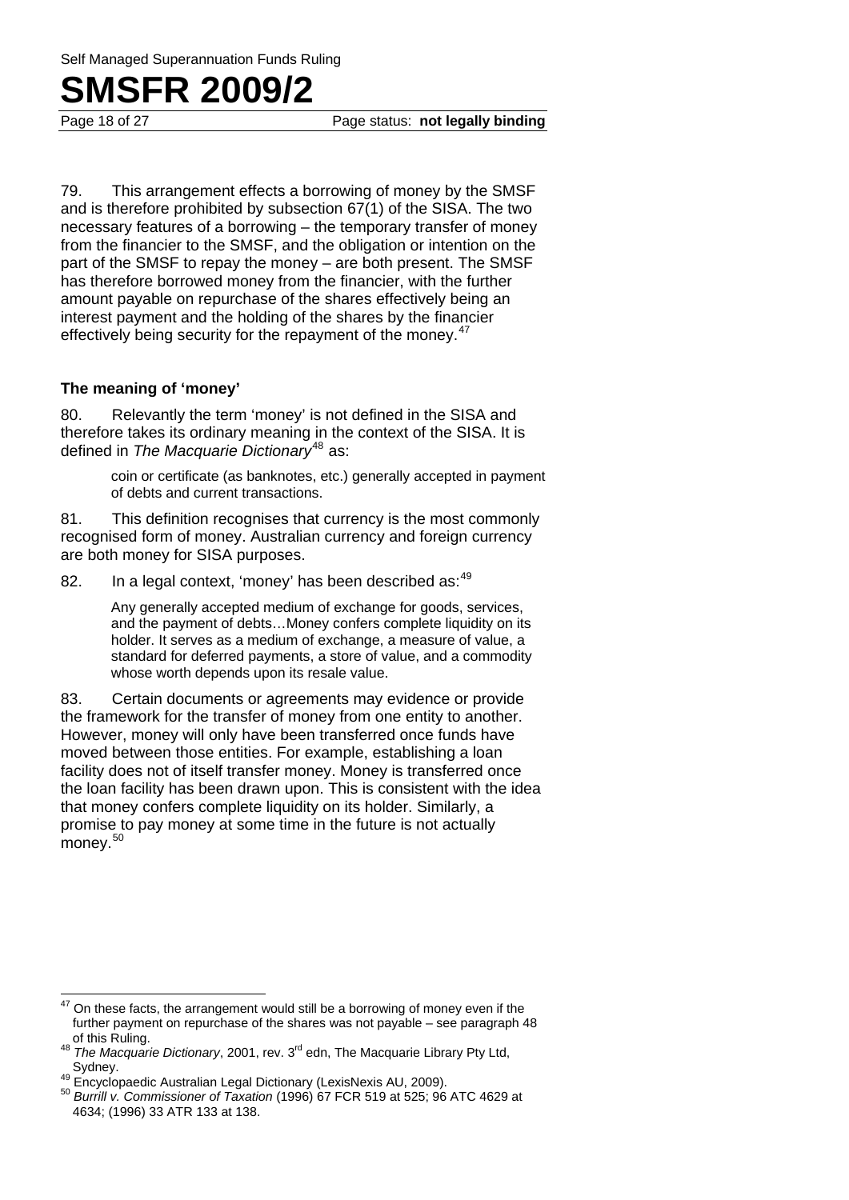79. This arrangement effects a borrowing of money by the SMSF and is therefore prohibited by subsection 67(1) of the SISA. The two necessary features of a borrowing – the temporary transfer of money from the financier to the SMSF, and the obligation or intention on the part of the SMSF to repay the money – are both present. The SMSF has therefore borrowed money from the financier, with the further amount payable on repurchase of the shares effectively being an interest payment and the holding of the shares by the financier effectively being security for the repayment of the money.[47]

### The meaning of 'money'

80. Relevantly the term 'money' is not defined in the SISA and therefore takes its ordinary meaning in the context of the SISA. It is defined in *The Macquarie Dictionary*[48] as:

> coin or certificate (as banknotes, etc.) generally accepted in payment of debts and current transactions.

81. This definition recognises that currency is the most commonly recognised form of money. Australian currency and foreign currency are both money for SISA purposes.

82. In a legal context, 'money' has been described as:[49]

> Any generally accepted medium of exchange for goods, services, and the payment of debts…Money confers complete liquidity on its holder. It serves as a medium of exchange, a measure of value, a standard for deferred payments, a store of value, and a commodity whose worth depends upon its resale value.

83. Certain documents or agreements may evidence or provide the framework for the transfer of money from one entity to another. However, money will only have been transferred once funds have moved between those entities. For example, establishing a loan facility does not of itself transfer money. Money is transferred once the loan facility has been drawn upon. This is consistent with the idea that money confers complete liquidity on its holder. Similarly, a promise to pay money at some time in the future is not actually money.[50]

---

[47] On these facts, the arrangement would still be a borrowing of money even if the further payment on repurchase of the shares was not payable – see paragraph 48 of this Ruling.

[48] *The Macquarie Dictionary*, 2001, rev. 3rd edn, The Macquarie Library Pty Ltd, Sydney.

[49] Encyclopaedic Australian Legal Dictionary (LexisNexis AU, 2009).

[50] *Burrill v. Commissioner of Taxation* (1996) 67 FCR 519 at 525; 96 ATC 4629 at 4634; (1996) 33 ATR 133 at 138.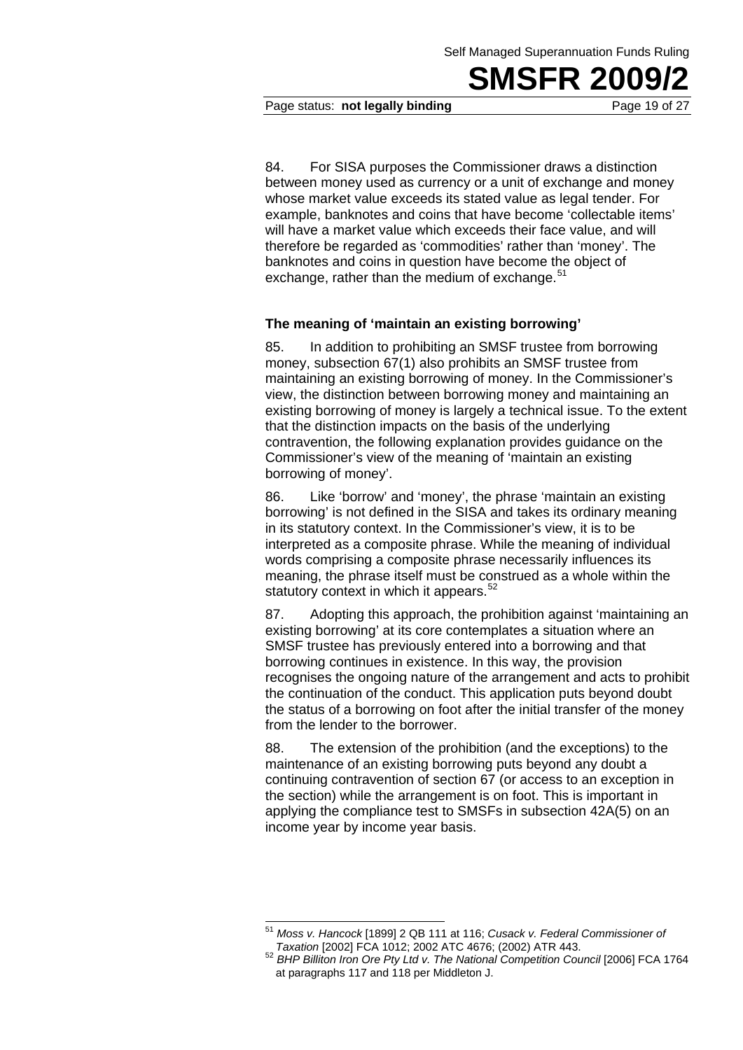84. For SISA purposes the Commissioner draws a distinction between money used as currency or a unit of exchange and money whose market value exceeds its stated value as legal tender. For example, banknotes and coins that have become 'collectable items' will have a market value which exceeds their face value, and will therefore be regarded as 'commodities' rather than 'money'. The banknotes and coins in question have become the object of exchange, rather than the medium of exchange.[51]

### The meaning of 'maintain an existing borrowing'

85. In addition to prohibiting an SMSF trustee from borrowing money, subsection 67(1) also prohibits an SMSF trustee from maintaining an existing borrowing of money. In the Commissioner's view, the distinction between borrowing money and maintaining an existing borrowing of money is largely a technical issue. To the extent that the distinction impacts on the basis of the underlying contravention, the following explanation provides guidance on the Commissioner's view of the meaning of 'maintain an existing borrowing of money'.

86. Like 'borrow' and 'money', the phrase 'maintain an existing borrowing' is not defined in the SISA and takes its ordinary meaning in its statutory context. In the Commissioner's view, it is to be interpreted as a composite phrase. While the meaning of individual words comprising a composite phrase necessarily influences its meaning, the phrase itself must be construed as a whole within the statutory context in which it appears.[52]

87. Adopting this approach, the prohibition against 'maintaining an existing borrowing' at its core contemplates a situation where an SMSF trustee has previously entered into a borrowing and that borrowing continues in existence. In this way, the provision recognises the ongoing nature of the arrangement and acts to prohibit the continuation of the conduct. This application puts beyond doubt the status of a borrowing on foot after the initial transfer of the money from the lender to the borrower.

88. The extension of the prohibition (and the exceptions) to the maintenance of an existing borrowing puts beyond any doubt a continuing contravention of section 67 (or access to an exception in the section) while the arrangement is on foot. This is important in applying the compliance test to SMSFs in subsection 42A(5) on an income year by income year basis.

---

[51] *Moss v. Hancock* [1899] 2 QB 111 at 116; *Cusack v. Federal Commissioner of Taxation* [2002] FCA 1012; 2002 ATC 4676; (2002) ATR 443.

[52] *BHP Billiton Iron Ore Pty Ltd v. The National Competition Council* [2006] FCA 1764 at paragraphs 117 and 118 per Middleton J.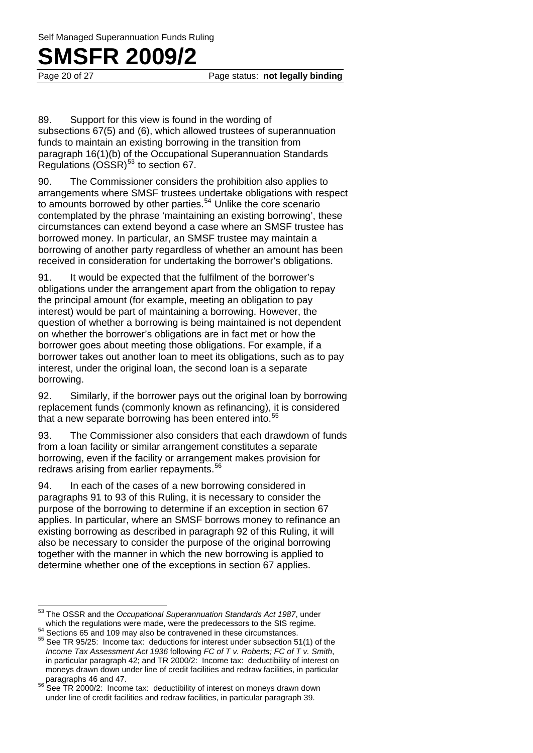89. Support for this view is found in the wording of subsections 67(5) and (6), which allowed trustees of superannuation funds to maintain an existing borrowing in the transition from paragraph 16(1)(b) of the Occupational Superannuation Standards Regulations (OSSR)[53] to section 67.

90. The Commissioner considers the prohibition also applies to arrangements where SMSF trustees undertake obligations with respect to amounts borrowed by other parties.[54] Unlike the core scenario contemplated by the phrase 'maintaining an existing borrowing', these circumstances can extend beyond a case where an SMSF trustee has borrowed money. In particular, an SMSF trustee may maintain a borrowing of another party regardless of whether an amount has been received in consideration for undertaking the borrower's obligations.

91. It would be expected that the fulfilment of the borrower's obligations under the arrangement apart from the obligation to repay the principal amount (for example, meeting an obligation to pay interest) would be part of maintaining a borrowing. However, the question of whether a borrowing is being maintained is not dependent on whether the borrower's obligations are in fact met or how the borrower goes about meeting those obligations. For example, if a borrower takes out another loan to meet its obligations, such as to pay interest, under the original loan, the second loan is a separate borrowing.

92. Similarly, if the borrower pays out the original loan by borrowing replacement funds (commonly known as refinancing), it is considered that a new separate borrowing has been entered into.[55]

93. The Commissioner also considers that each drawdown of funds from a loan facility or similar arrangement constitutes a separate borrowing, even if the facility or arrangement makes provision for redraws arising from earlier repayments.[56]

94. In each of the cases of a new borrowing considered in paragraphs 91 to 93 of this Ruling, it is necessary to consider the purpose of the borrowing to determine if an exception in section 67 applies. In particular, where an SMSF borrows money to refinance an existing borrowing as described in paragraph 92 of this Ruling, it will also be necessary to consider the purpose of the original borrowing together with the manner in which the new borrowing is applied to determine whether one of the exceptions in section 67 applies.

---

[53] The OSSR and the *Occupational Superannuation Standards Act 1987*, under which the regulations were made, were the predecessors to the SIS regime.

[54] Sections 65 and 109 may also be contravened in these circumstances.

[55] See TR 95/25: Income tax: deductions for interest under subsection 51(1) of the *Income Tax Assessment Act 1936* following *FC of T v. Roberts; FC of T v. Smith*, in particular paragraph 42; and TR 2000/2: Income tax: deductibility of interest on moneys drawn down under line of credit facilities and redraw facilities, in particular paragraphs 46 and 47.

[56] See TR 2000/2: Income tax: deductibility of interest on moneys drawn down under line of credit facilities and redraw facilities, in particular paragraph 39.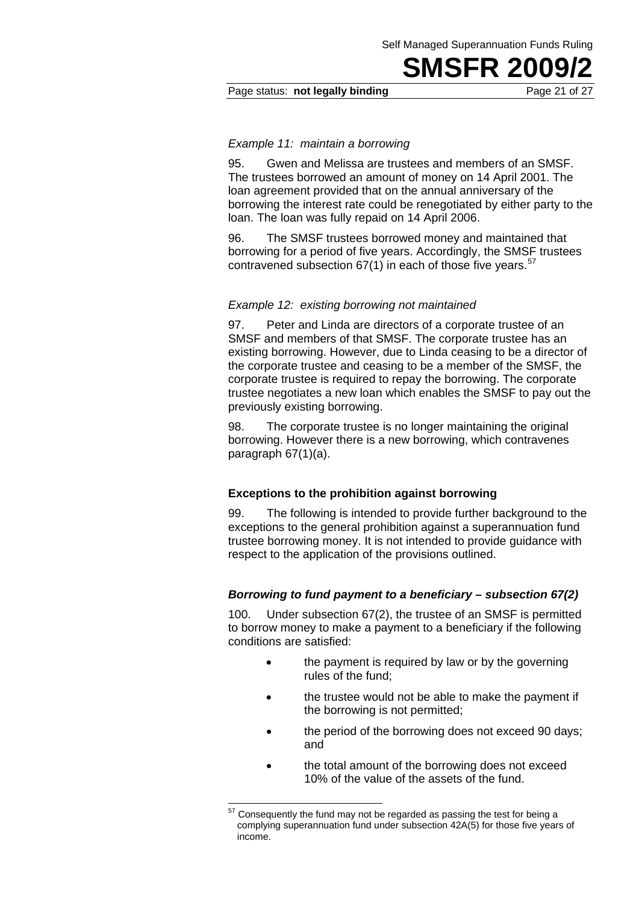*Example 11: maintain a borrowing*

95. Gwen and Melissa are trustees and members of an SMSF. The trustees borrowed an amount of money on 14 April 2001. The loan agreement provided that on the annual anniversary of the borrowing the interest rate could be renegotiated by either party to the loan. The loan was fully repaid on 14 April 2006.

96. The SMSF trustees borrowed money and maintained that borrowing for a period of five years. Accordingly, the SMSF trustees contravened subsection 67(1) in each of those five years.[57]

*Example 12: existing borrowing not maintained*

97. Peter and Linda are directors of a corporate trustee of an SMSF and members of that SMSF. The corporate trustee has an existing borrowing. However, due to Linda ceasing to be a director of the corporate trustee and ceasing to be a member of the SMSF, the corporate trustee is required to repay the borrowing. The corporate trustee negotiates a new loan which enables the SMSF to pay out the previously existing borrowing.

98. The corporate trustee is no longer maintaining the original borrowing. However there is a new borrowing, which contravenes paragraph 67(1)(a).

**Exceptions to the prohibition against borrowing**

99. The following is intended to provide further background to the exceptions to the general prohibition against a superannuation fund trustee borrowing money. It is not intended to provide guidance with respect to the application of the provisions outlined.

***Borrowing to fund payment to a beneficiary – subsection 67(2)***

100. Under subsection 67(2), the trustee of an SMSF is permitted to borrow money to make a payment to a beneficiary if the following conditions are satisfied:

- the payment is required by law or by the governing rules of the fund;
- the trustee would not be able to make the payment if the borrowing is not permitted;
- the period of the borrowing does not exceed 90 days; and
- the total amount of the borrowing does not exceed 10% of the value of the assets of the fund.

[57] Consequently the fund may not be regarded as passing the test for being a complying superannuation fund under subsection 42A(5) for those five years of income.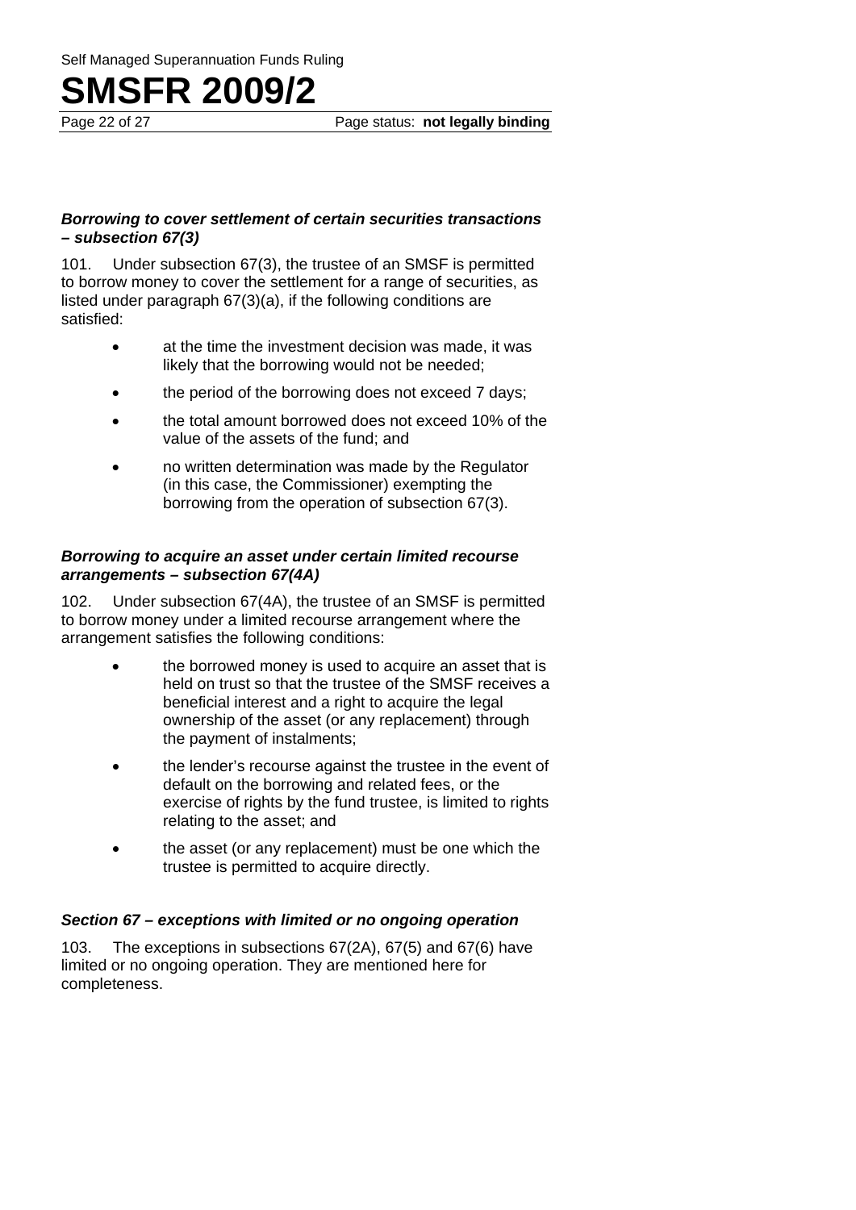***Borrowing to cover settlement of certain securities transactions – subsection 67(3)***

101. Under subsection 67(3), the trustee of an SMSF is permitted to borrow money to cover the settlement for a range of securities, as listed under paragraph 67(3)(a), if the following conditions are satisfied:

- at the time the investment decision was made, it was likely that the borrowing would not be needed;
- the period of the borrowing does not exceed 7 days;
- the total amount borrowed does not exceed 10% of the value of the assets of the fund; and
- no written determination was made by the Regulator (in this case, the Commissioner) exempting the borrowing from the operation of subsection 67(3).

***Borrowing to acquire an asset under certain limited recourse arrangements – subsection 67(4A)***

102. Under subsection 67(4A), the trustee of an SMSF is permitted to borrow money under a limited recourse arrangement where the arrangement satisfies the following conditions:

- the borrowed money is used to acquire an asset that is held on trust so that the trustee of the SMSF receives a beneficial interest and a right to acquire the legal ownership of the asset (or any replacement) through the payment of instalments;
- the lender's recourse against the trustee in the event of default on the borrowing and related fees, or the exercise of rights by the fund trustee, is limited to rights relating to the asset; and
- the asset (or any replacement) must be one which the trustee is permitted to acquire directly.

***Section 67 – exceptions with limited or no ongoing operation***

103. The exceptions in subsections 67(2A), 67(5) and 67(6) have limited or no ongoing operation. They are mentioned here for completeness.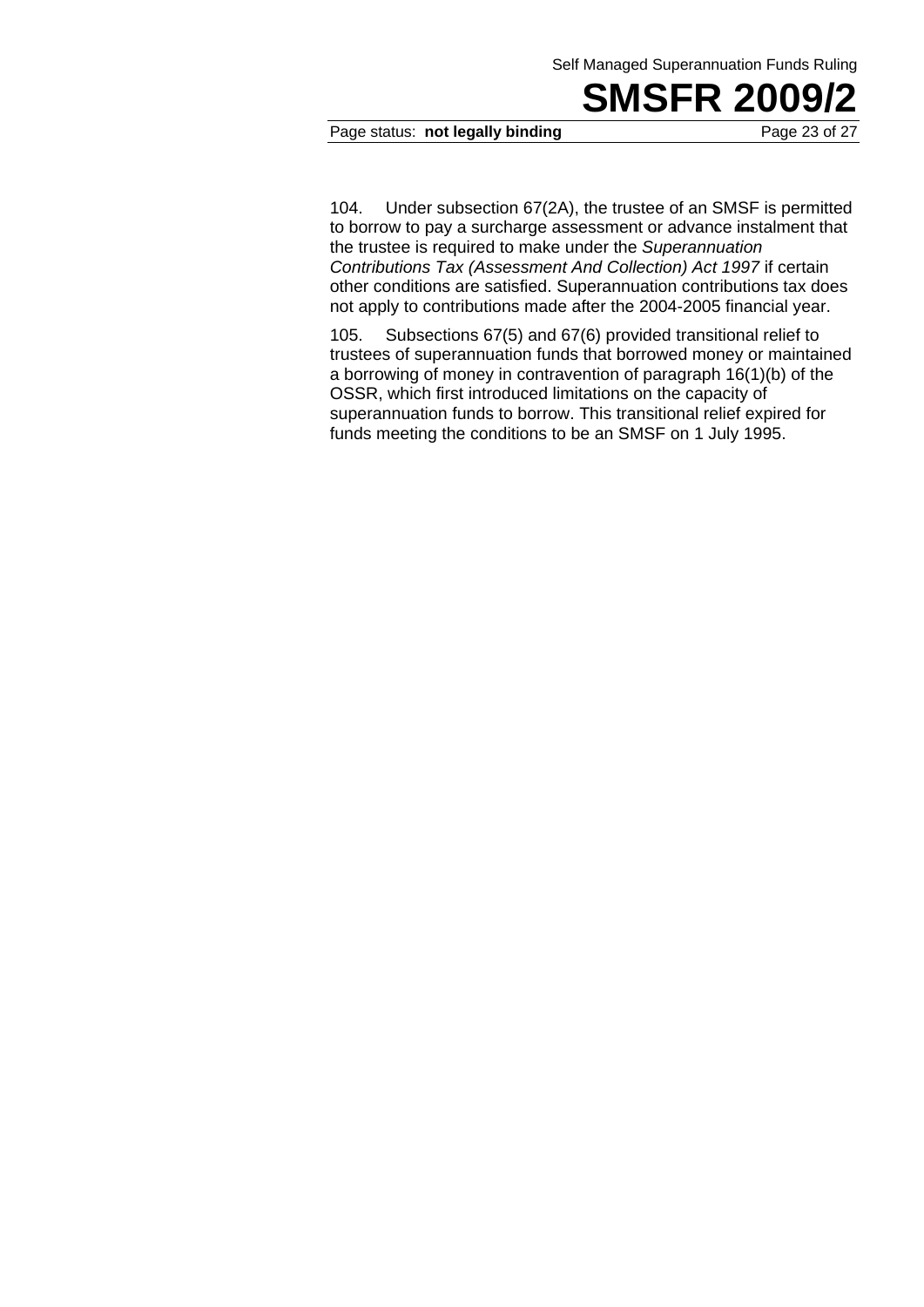104. Under subsection 67(2A), the trustee of an SMSF is permitted to borrow to pay a surcharge assessment or advance instalment that the trustee is required to make under the *Superannuation Contributions Tax (Assessment And Collection) Act 1997* if certain other conditions are satisfied. Superannuation contributions tax does not apply to contributions made after the 2004-2005 financial year.

105. Subsections 67(5) and 67(6) provided transitional relief to trustees of superannuation funds that borrowed money or maintained a borrowing of money in contravention of paragraph 16(1)(b) of the OSSR, which first introduced limitations on the capacity of superannuation funds to borrow. This transitional relief expired for funds meeting the conditions to be an SMSF on 1 July 1995.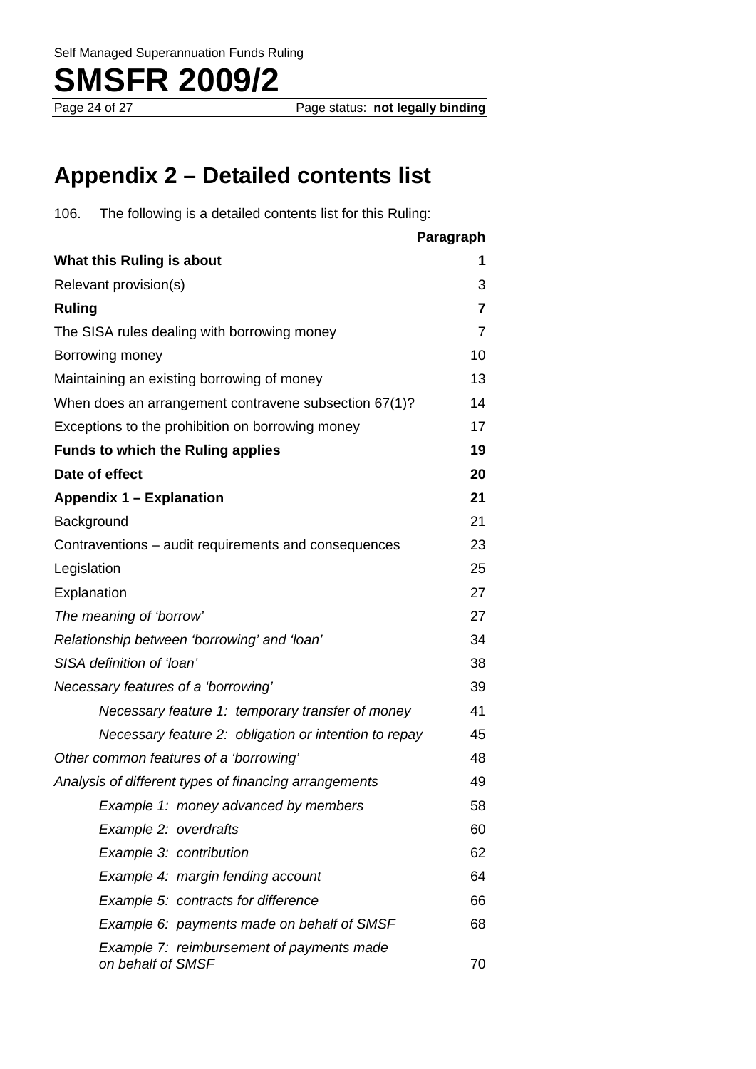## Appendix 2 – Detailed contents list

106. The following is a detailed contents list for this Ruling:

| | Paragraph |
|---|---|
| **What this Ruling is about** | **1** |
| Relevant provision(s) | 3 |
| **Ruling** | **7** |
| The SISA rules dealing with borrowing money | 7 |
| Borrowing money | 10 |
| Maintaining an existing borrowing of money | 13 |
| When does an arrangement contravene subsection 67(1)? | 14 |
| Exceptions to the prohibition on borrowing money | 17 |
| **Funds to which the Ruling applies** | **19** |
| **Date of effect** | **20** |
| **Appendix 1 – Explanation** | **21** |
| Background | 21 |
| Contraventions – audit requirements and consequences | 23 |
| Legislation | 25 |
| Explanation | 27 |
| *The meaning of 'borrow'* | 27 |
| *Relationship between 'borrowing' and 'loan'* | 34 |
| *SISA definition of 'loan'* | 38 |
| *Necessary features of a 'borrowing'* | 39 |
| *Necessary feature 1: temporary transfer of money* | 41 |
| *Necessary feature 2: obligation or intention to repay* | 45 |
| *Other common features of a 'borrowing'* | 48 |
| *Analysis of different types of financing arrangements* | 49 |
| *Example 1: money advanced by members* | 58 |
| *Example 2: overdrafts* | 60 |
| *Example 3: contribution* | 62 |
| *Example 4: margin lending account* | 64 |
| *Example 5: contracts for difference* | 66 |
| *Example 6: payments made on behalf of SMSF* | 68 |
| *Example 7: reimbursement of payments made on behalf of SMSF* | 70 |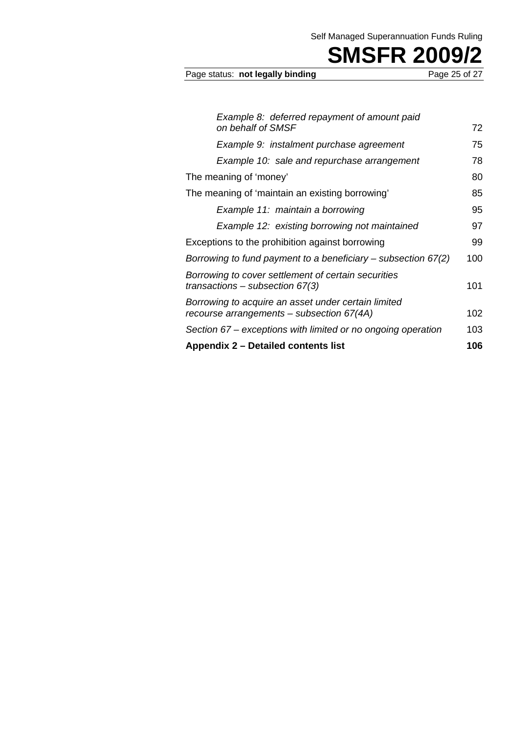| | |
|---|---|
| *Example 8: deferred repayment of amount paid on behalf of SMSF* | 72 |
| *Example 9: instalment purchase agreement* | 75 |
| *Example 10: sale and repurchase arrangement* | 78 |
| The meaning of 'money' | 80 |
| The meaning of 'maintain an existing borrowing' | 85 |
| *Example 11: maintain a borrowing* | 95 |
| *Example 12: existing borrowing not maintained* | 97 |
| Exceptions to the prohibition against borrowing | 99 |
| *Borrowing to fund payment to a beneficiary – subsection 67(2)* | 100 |
| *Borrowing to cover settlement of certain securities transactions – subsection 67(3)* | 101 |
| *Borrowing to acquire an asset under certain limited recourse arrangements – subsection 67(4A)* | 102 |
| *Section 67 – exceptions with limited or no ongoing operation* | 103 |
| **Appendix 2 – Detailed contents list** | **106** |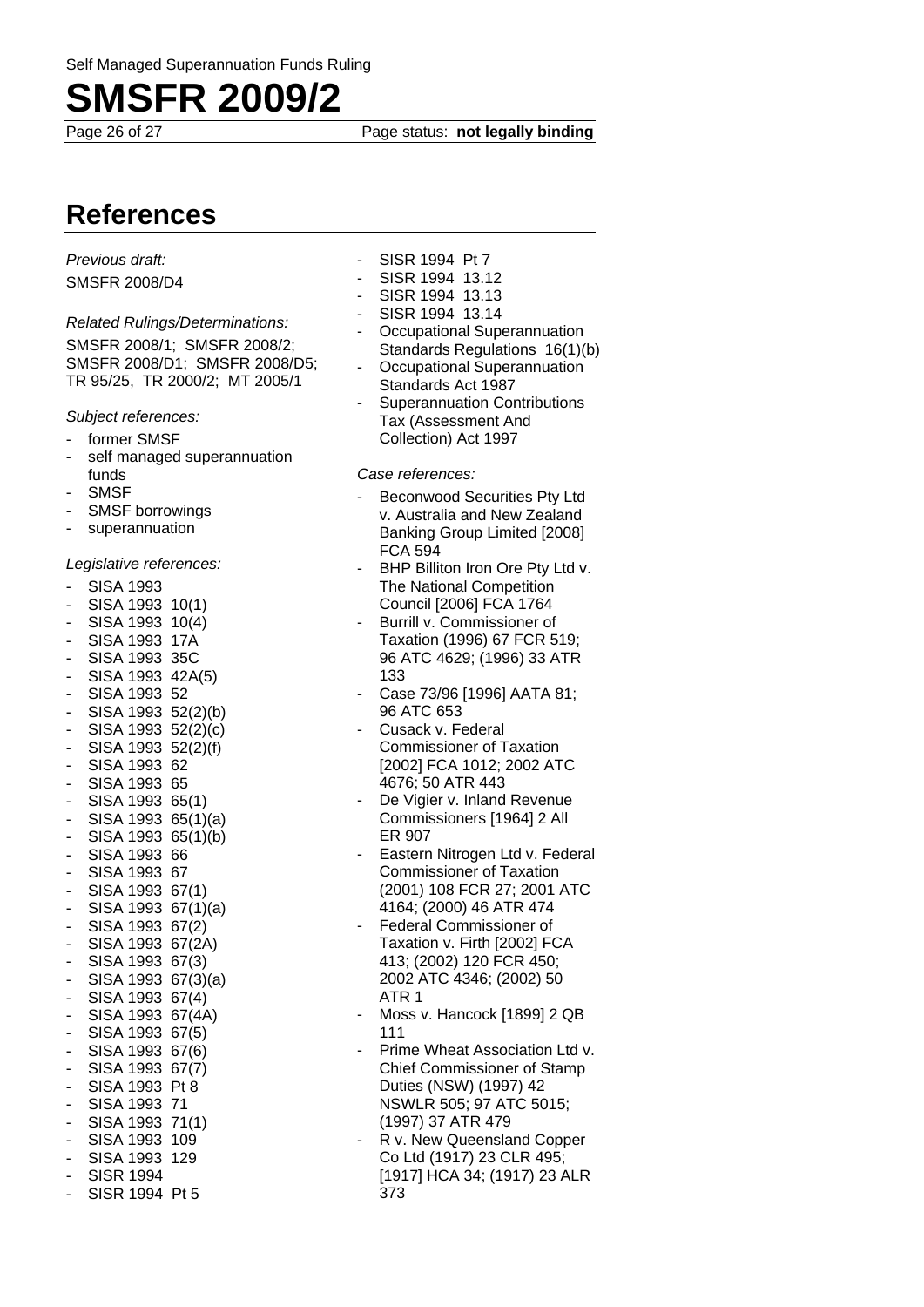## References

*Previous draft:*

SMSFR 2008/D4

*Related Rulings/Determinations:*

SMSFR 2008/1; SMSFR 2008/2; SMSFR 2008/D1; SMSFR 2008/D5; TR 95/25, TR 2000/2; MT 2005/1

*Subject references:*

- former SMSF
- self managed superannuation funds
- SMSF
- SMSF borrowings
- superannuation

*Legislative references:*

- SISA 1993
- SISA 1993 10(1)
- SISA 1993 10(4)
- SISA 1993 17A
- SISA 1993 35C
- SISA 1993 42A(5)
- SISA 1993 52
- SISA 1993 52(2)(b)
- SISA 1993 52(2)(c)
- SISA 1993 52(2)(f)
- SISA 1993 62
- SISA 1993 65
- SISA 1993 65(1)
- SISA 1993 65(1)(a)
- SISA 1993 65(1)(b)
- SISA 1993 66
- SISA 1993 67
- SISA 1993 67(1)
- SISA 1993 67(1)(a)
- SISA 1993 67(2)
- SISA 1993 67(2A)
- SISA 1993 67(3)
- SISA 1993 67(3)(a)
- SISA 1993 67(4)
- SISA 1993 67(4A)
- SISA 1993 67(5)
- SISA 1993 67(6)
- SISA 1993 67(7)
- SISA 1993 Pt 8
- SISA 1993 71
- SISA 1993 71(1)
- SISA 1993 109
- SISA 1993 129
- SISR 1994
- SISR 1994 Pt 5
- SISR 1994 Pt 7
- SISR 1994 13.12
- SISR 1994 13.13
- SISR 1994 13.14
- Occupational Superannuation Standards Regulations 16(1)(b)
- Occupational Superannuation Standards Act 1987
- Superannuation Contributions Tax (Assessment And Collection) Act 1997

*Case references:*

- Beconwood Securities Pty Ltd v. Australia and New Zealand Banking Group Limited [2008] FCA 594
- BHP Billiton Iron Ore Pty Ltd v. The National Competition Council [2006] FCA 1764
- Burrill v. Commissioner of Taxation (1996) 67 FCR 519; 96 ATC 4629; (1996) 33 ATR 133
- Case 73/96 [1996] AATA 81; 96 ATC 653
- Cusack v. Federal Commissioner of Taxation [2002] FCA 1012; 2002 ATC 4676; 50 ATR 443
- De Vigier v. Inland Revenue Commissioners [1964] 2 All ER 907
- Eastern Nitrogen Ltd v. Federal Commissioner of Taxation (2001) 108 FCR 27; 2001 ATC 4164; (2000) 46 ATR 474
- Federal Commissioner of Taxation v. Firth [2002] FCA 413; (2002) 120 FCR 450; 2002 ATC 4346; (2002) 50 ATR 1
- Moss v. Hancock [1899] 2 QB 111
- Prime Wheat Association Ltd v. Chief Commissioner of Stamp Duties (NSW) (1997) 42 NSWLR 505; 97 ATC 5015; (1997) 37 ATR 479
- R v. New Queensland Copper Co Ltd (1917) 23 CLR 495; [1917] HCA 34; (1917) 23 ALR 373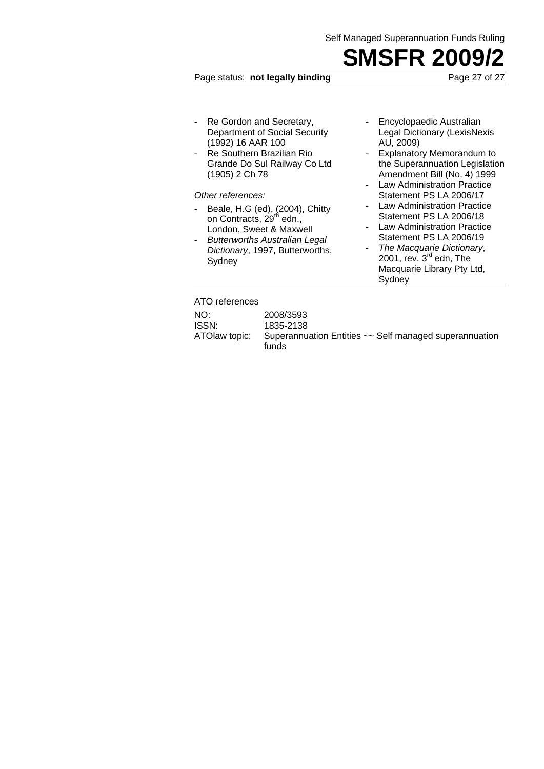- Re Gordon and Secretary, Department of Social Security (1992) 16 AAR 100
- Re Southern Brazilian Rio Grande Do Sul Railway Co Ltd (1905) 2 Ch 78

*Other references:*

- Beale, H.G (ed), (2004), Chitty on Contracts, 29th edn., London, Sweet & Maxwell
- *Butterworths Australian Legal Dictionary*, 1997, Butterworths, Sydney
- Encyclopaedic Australian Legal Dictionary (LexisNexis AU, 2009)
- Explanatory Memorandum to the Superannuation Legislation Amendment Bill (No. 4) 1999
- Law Administration Practice Statement PS LA 2006/17
- Law Administration Practice Statement PS LA 2006/18
- Law Administration Practice Statement PS LA 2006/19
- *The Macquarie Dictionary*, 2001, rev. 3rd edn, The Macquarie Library Pty Ltd, Sydney

ATO references

| | |
|---|---|
| NO: | 2008/3593 |
| ISSN: | 1835-2138 |
| ATOlaw topic: | Superannuation Entities ~~ Self managed superannuation funds |